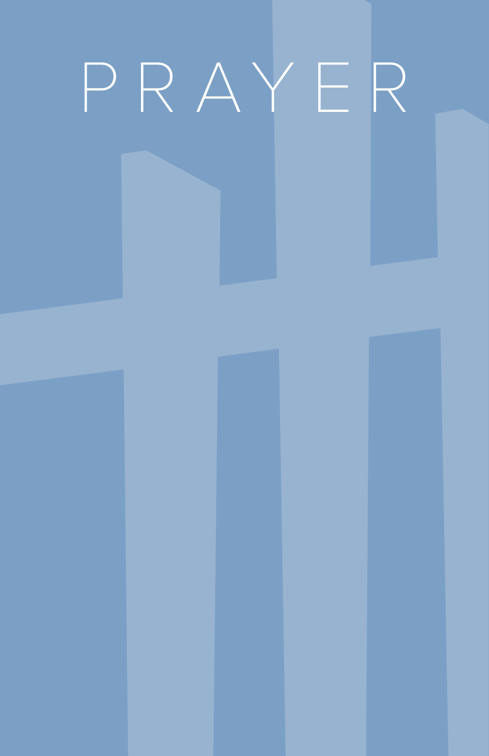# PRAYER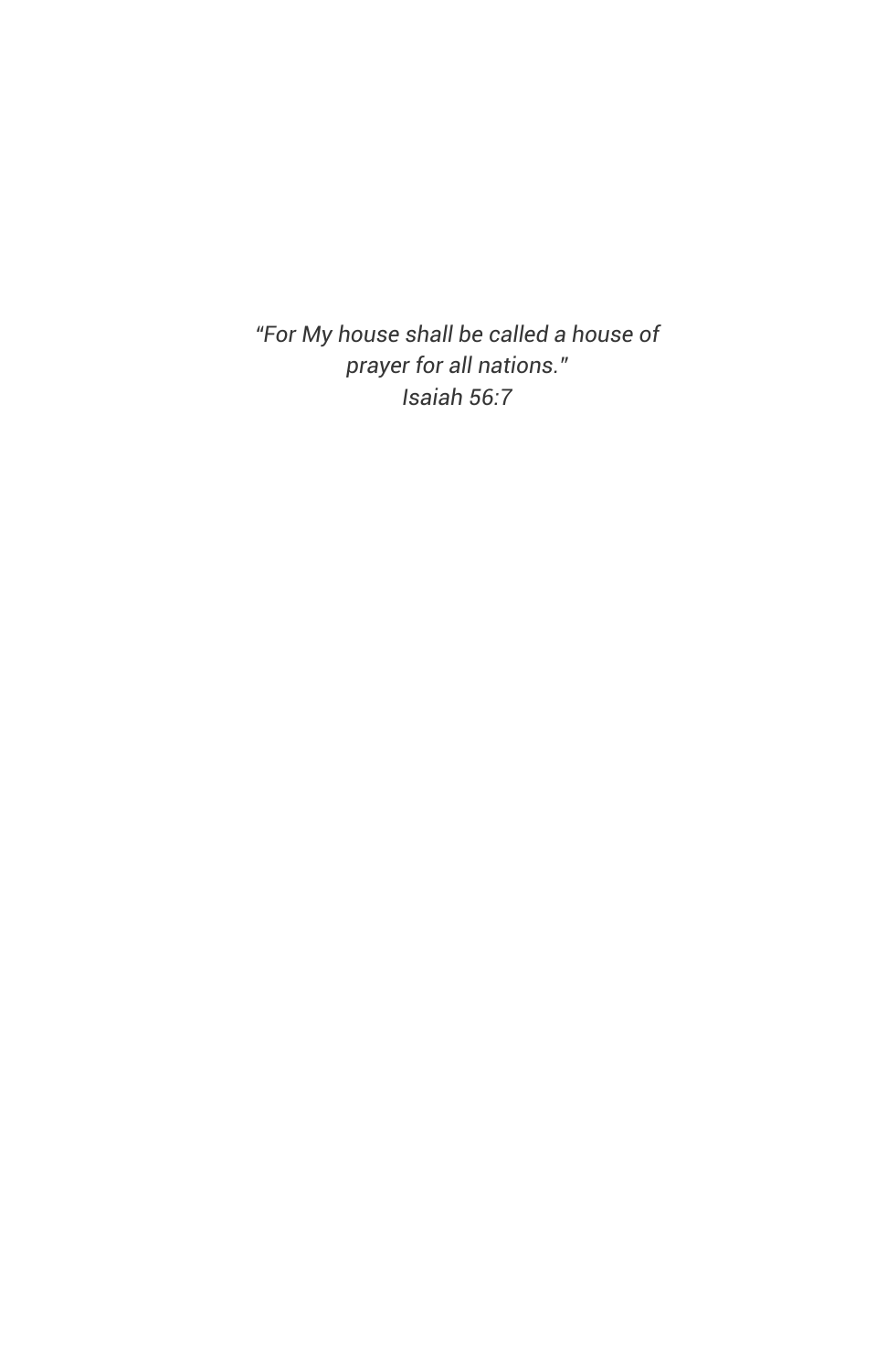*"For My house shall be called a house of prayer for all nations."*
*Isaiah 56:7*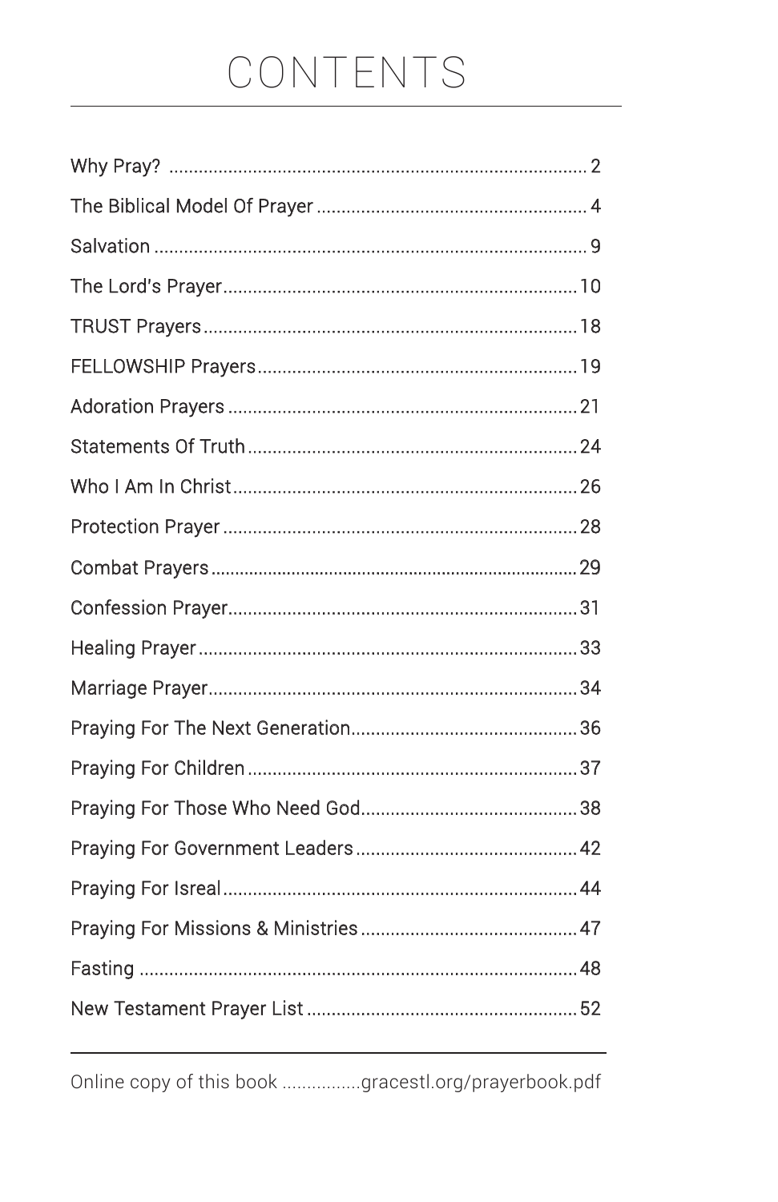# CONTENTS

| | |
|---|---|
| Why Pray? | 2 |
| The Biblical Model Of Prayer | 4 |
| Salvation | 9 |
| The Lord's Prayer | 10 |
| TRUST Prayers | 18 |
| FELLOWSHIP Prayers | 19 |
| Adoration Prayers | 21 |
| Statements Of Truth | 24 |
| Who I Am In Christ | 26 |
| Protection Prayer | 28 |
| Combat Prayers | 29 |
| Confession Prayer | 31 |
| Healing Prayer | 33 |
| Marriage Prayer | 34 |
| Praying For The Next Generation | 36 |
| Praying For Children | 37 |
| Praying For Those Who Need God | 38 |
| Praying For Government Leaders | 42 |
| Praying For Isreal | 44 |
| Praying For Missions & Ministries | 47 |
| Fasting | 48 |
| New Testament Prayer List | 52 |

Online copy of this book ................gracestl.org/prayerbook.pdf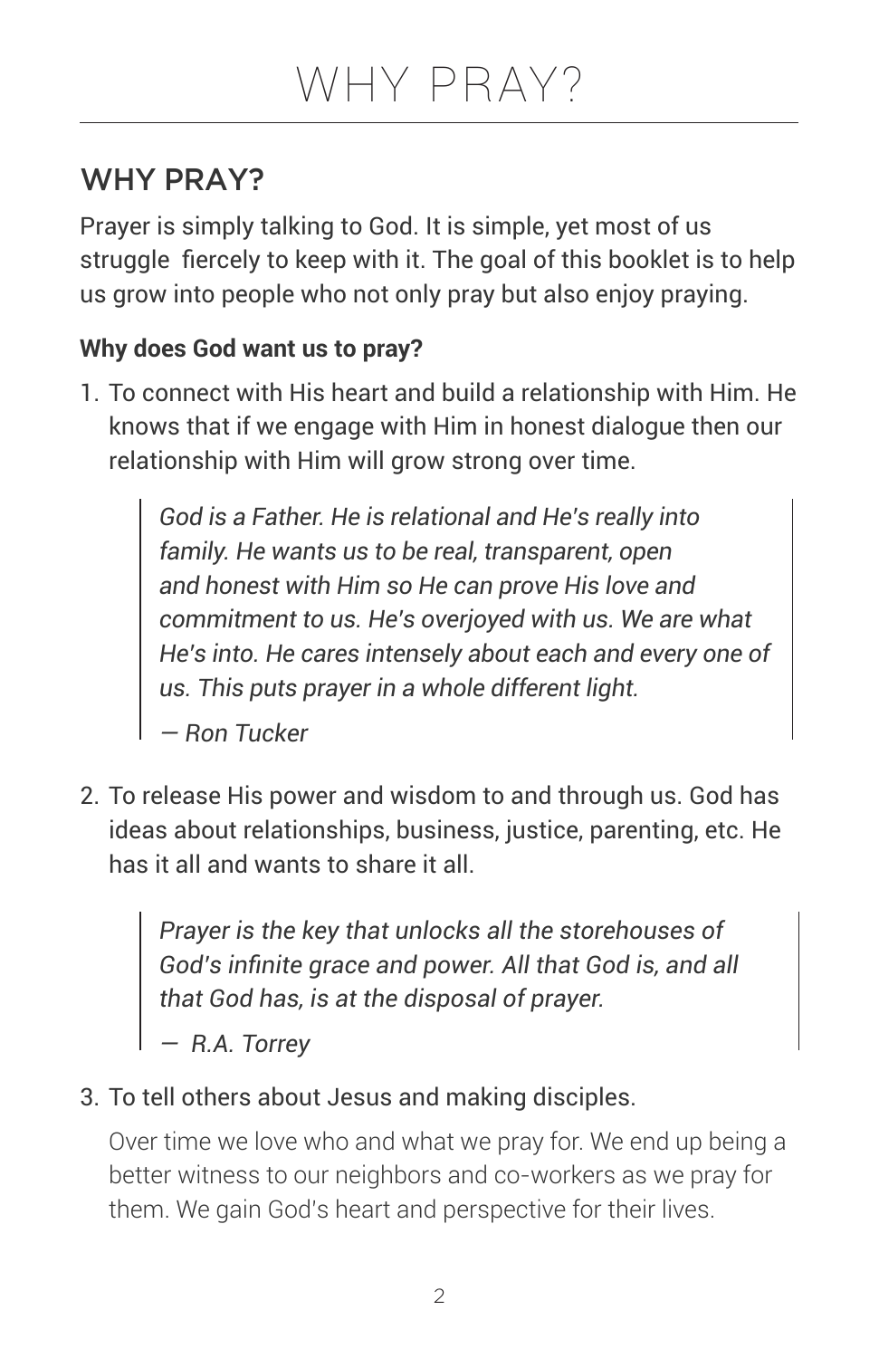# WHY PRAY?

## WHY PRAY?

Prayer is simply talking to God. It is simple, yet most of us struggle fiercely to keep with it. The goal of this booklet is to help us grow into people who not only pray but also enjoy praying.

**Why does God want us to pray?**

1. To connect with His heart and build a relationship with Him. He knows that if we engage with Him in honest dialogue then our relationship with Him will grow strong over time.

   > *God is a Father. He is relational and He's really into family. He wants us to be real, transparent, open and honest with Him so He can prove His love and commitment to us. He's overjoyed with us. We are what He's into. He cares intensely about each and every one of us. This puts prayer in a whole different light.*
   >
   > *— Ron Tucker*

2. To release His power and wisdom to and through us. God has ideas about relationships, business, justice, parenting, etc. He has it all and wants to share it all.

   > *Prayer is the key that unlocks all the storehouses of God's infinite grace and power. All that God is, and all that God has, is at the disposal of prayer.*
   >
   > *— R.A. Torrey*

3. To tell others about Jesus and making disciples.

   Over time we love who and what we pray for. We end up being a better witness to our neighbors and co-workers as we pray for them. We gain God's heart and perspective for their lives.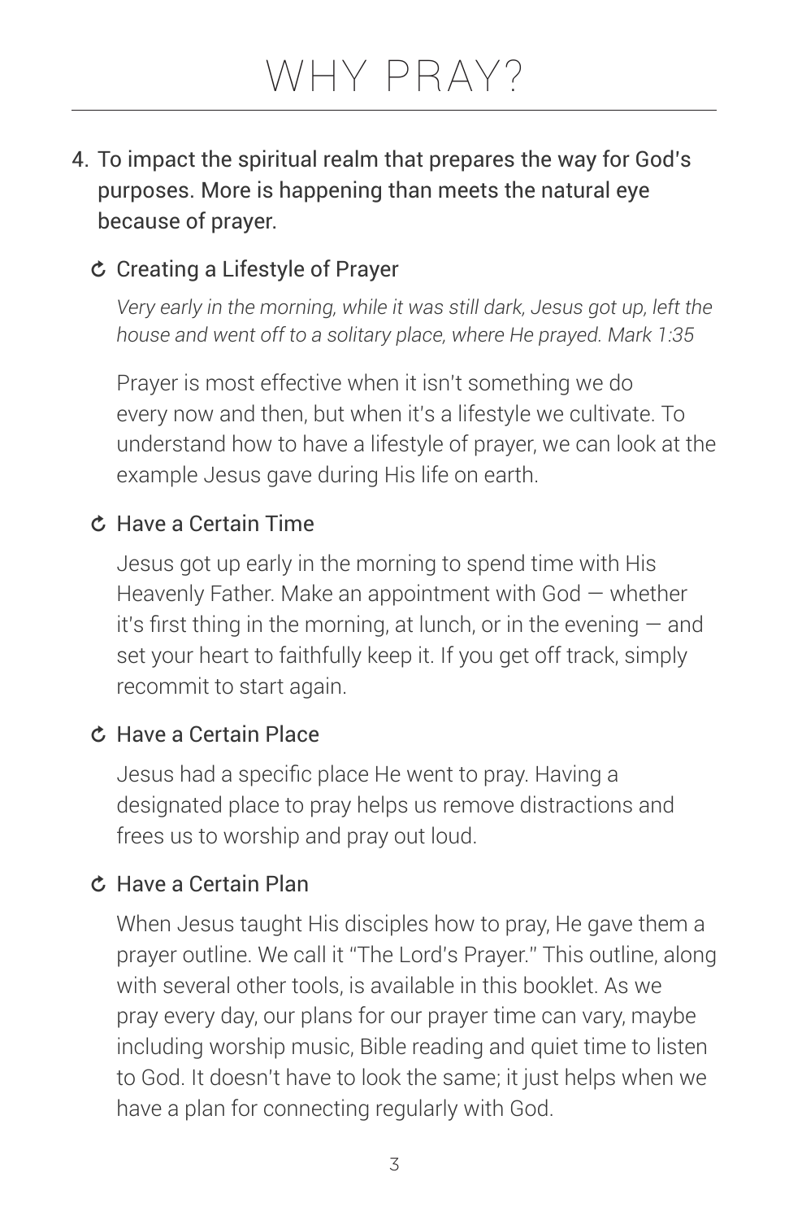# WHY PRAY?

4. To impact the spiritual realm that prepares the way for God's purposes. More is happening than meets the natural eye because of prayer.

### Creating a Lifestyle of Prayer

*Very early in the morning, while it was still dark, Jesus got up, left the house and went off to a solitary place, where He prayed. Mark 1:35*

Prayer is most effective when it isn't something we do every now and then, but when it's a lifestyle we cultivate. To understand how to have a lifestyle of prayer, we can look at the example Jesus gave during His life on earth.

### Have a Certain Time

Jesus got up early in the morning to spend time with His Heavenly Father. Make an appointment with God — whether it's first thing in the morning, at lunch, or in the evening — and set your heart to faithfully keep it. If you get off track, simply recommit to start again.

### Have a Certain Place

Jesus had a specific place He went to pray. Having a designated place to pray helps us remove distractions and frees us to worship and pray out loud.

### Have a Certain Plan

When Jesus taught His disciples how to pray, He gave them a prayer outline. We call it "The Lord's Prayer." This outline, along with several other tools, is available in this booklet. As we pray every day, our plans for our prayer time can vary, maybe including worship music, Bible reading and quiet time to listen to God. It doesn't have to look the same; it just helps when we have a plan for connecting regularly with God.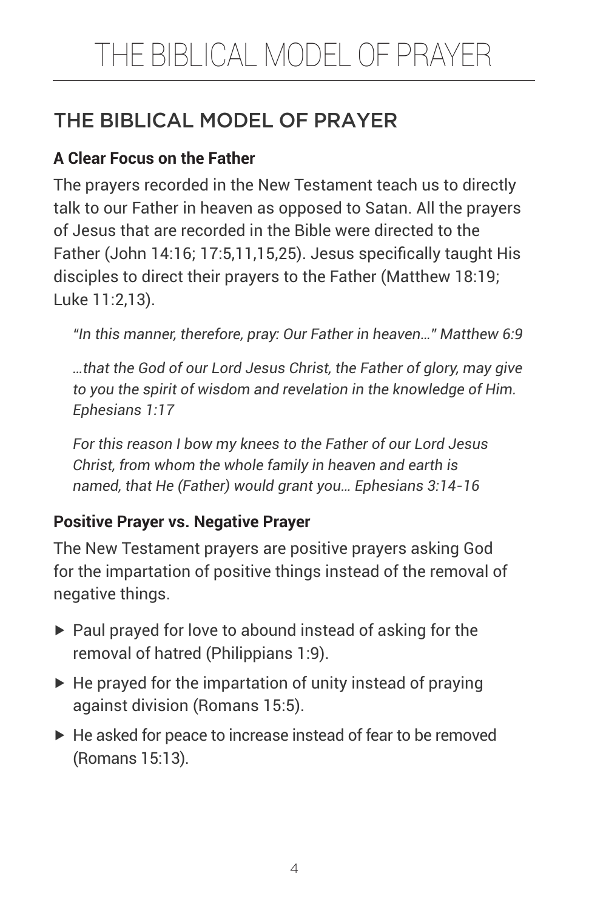## THE BIBLICAL MODEL OF PRAYER

### A Clear Focus on the Father

The prayers recorded in the New Testament teach us to directly talk to our Father in heaven as opposed to Satan. All the prayers of Jesus that are recorded in the Bible were directed to the Father (John 14:16; 17:5,11,15,25). Jesus specifically taught His disciples to direct their prayers to the Father (Matthew 18:19; Luke 11:2,13).

> *"In this manner, therefore, pray: Our Father in heaven…" Matthew 6:9*

> *…that the God of our Lord Jesus Christ, the Father of glory, may give to you the spirit of wisdom and revelation in the knowledge of Him. Ephesians 1:17*

> *For this reason I bow my knees to the Father of our Lord Jesus Christ, from whom the whole family in heaven and earth is named, that He (Father) would grant you… Ephesians 3:14-16*

### Positive Prayer vs. Negative Prayer

The New Testament prayers are positive prayers asking God for the impartation of positive things instead of the removal of negative things.

- Paul prayed for love to abound instead of asking for the removal of hatred (Philippians 1:9).
- He prayed for the impartation of unity instead of praying against division (Romans 15:5).
- He asked for peace to increase instead of fear to be removed (Romans 15:13).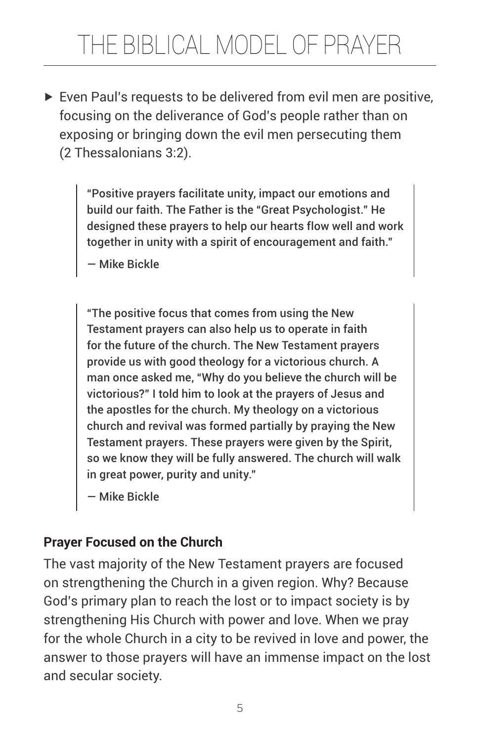- Even Paul's requests to be delivered from evil men are positive, focusing on the deliverance of God's people rather than on exposing or bringing down the evil men persecuting them (2 Thessalonians 3:2).

> "Positive prayers facilitate unity, impact our emotions and build our faith. The Father is the "Great Psychologist." He designed these prayers to help our hearts flow well and work together in unity with a spirit of encouragement and faith."
>
> — Mike Bickle

> "The positive focus that comes from using the New Testament prayers can also help us to operate in faith for the future of the church. The New Testament prayers provide us with good theology for a victorious church. A man once asked me, "Why do you believe the church will be victorious?" I told him to look at the prayers of Jesus and the apostles for the church. My theology on a victorious church and revival was formed partially by praying the New Testament prayers. These prayers were given by the Spirit, so we know they will be fully answered. The church will walk in great power, purity and unity."
>
> — Mike Bickle

### Prayer Focused on the Church

The vast majority of the New Testament prayers are focused on strengthening the Church in a given region. Why? Because God's primary plan to reach the lost or to impact society is by strengthening His Church with power and love. When we pray for the whole Church in a city to be revived in love and power, the answer to those prayers will have an immense impact on the lost and secular society.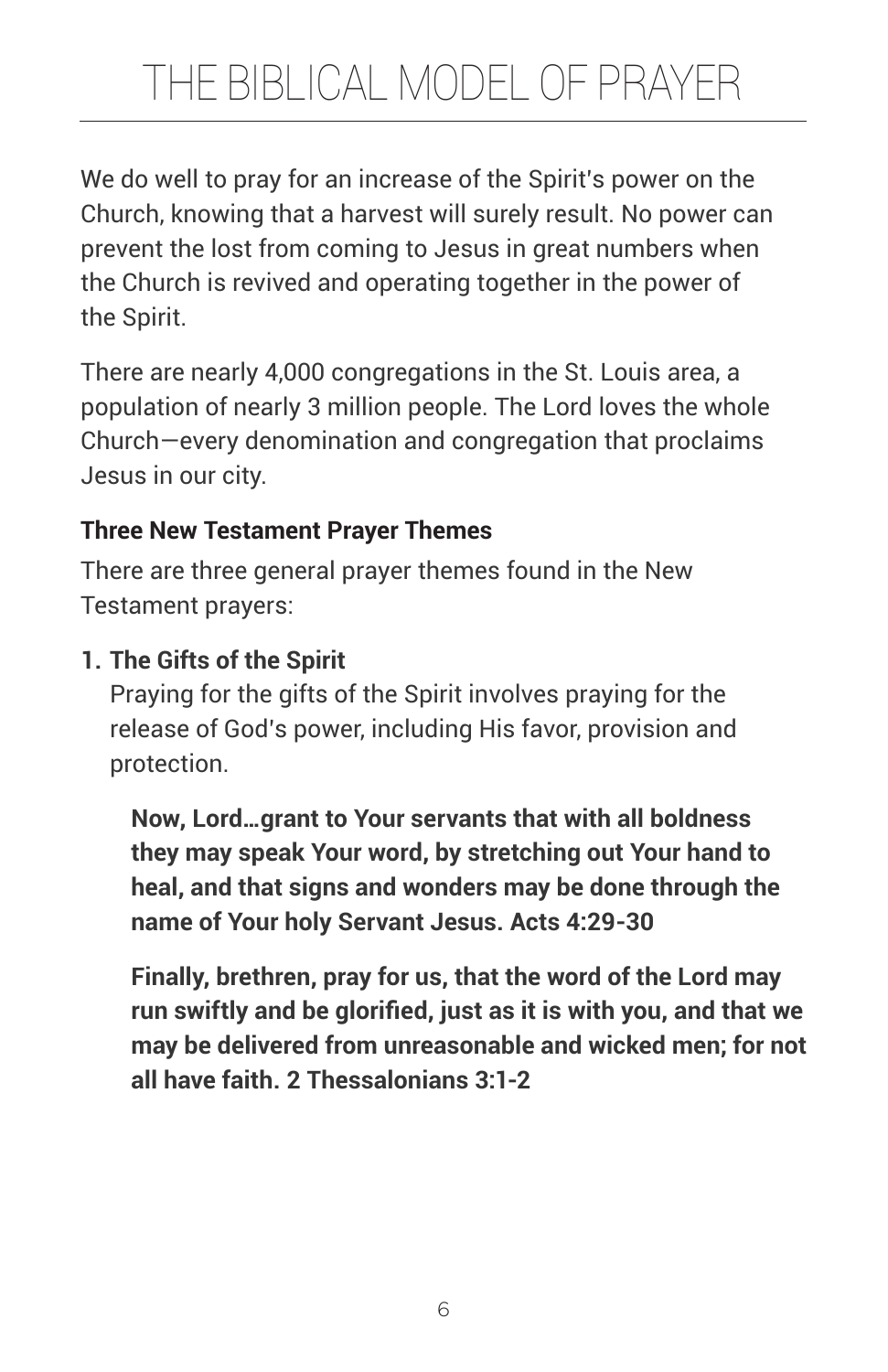# THE BIBLICAL MODEL OF PRAYER

We do well to pray for an increase of the Spirit's power on the Church, knowing that a harvest will surely result. No power can prevent the lost from coming to Jesus in great numbers when the Church is revived and operating together in the power of the Spirit.

There are nearly 4,000 congregations in the St. Louis area, a population of nearly 3 million people. The Lord loves the whole Church—every denomination and congregation that proclaims Jesus in our city.

**Three New Testament Prayer Themes**

There are three general prayer themes found in the New Testament prayers:

1. **The Gifts of the Spirit**
   Praying for the gifts of the Spirit involves praying for the release of God's power, including His favor, provision and protection.

   **Now, Lord…grant to Your servants that with all boldness they may speak Your word, by stretching out Your hand to heal, and that signs and wonders may be done through the name of Your holy Servant Jesus. Acts 4:29-30**

   **Finally, brethren, pray for us, that the word of the Lord may run swiftly and be glorified, just as it is with you, and that we may be delivered from unreasonable and wicked men; for not all have faith. 2 Thessalonians 3:1-2**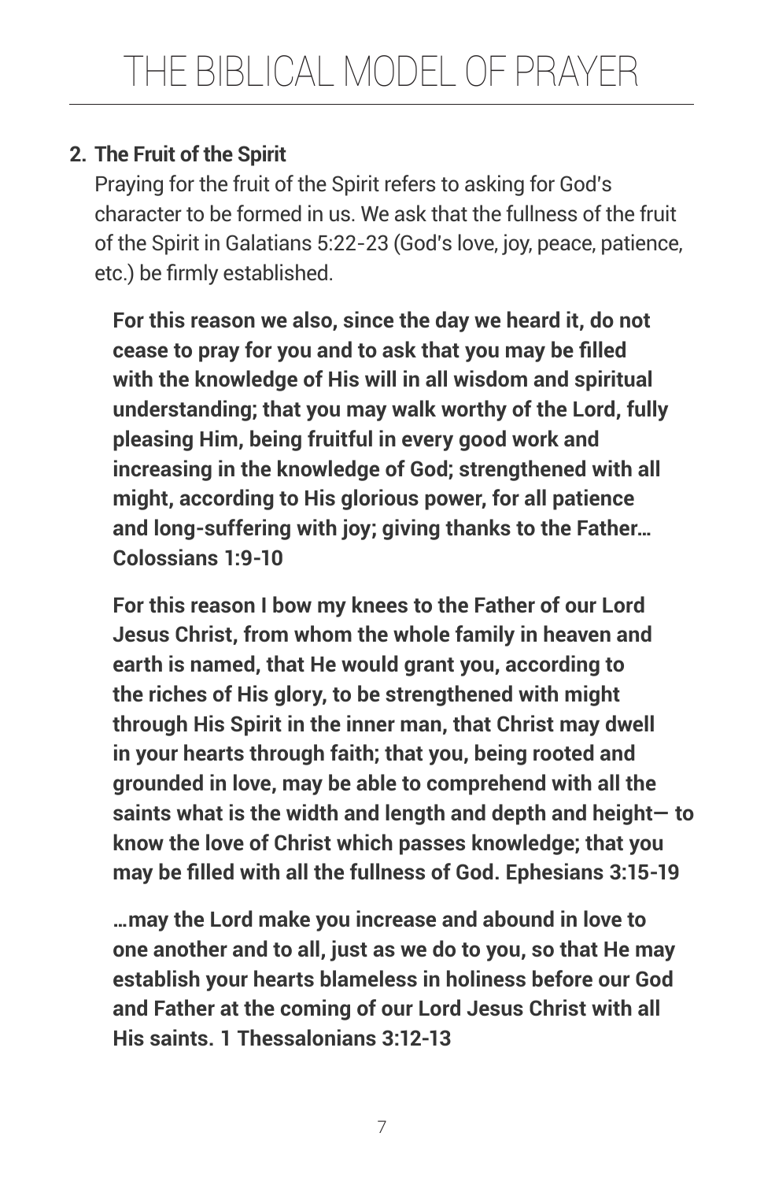2. **The Fruit of the Spirit**

   Praying for the fruit of the Spirit refers to asking for God's character to be formed in us. We ask that the fullness of the fruit of the Spirit in Galatians 5:22-23 (God's love, joy, peace, patience, etc.) be firmly established.

   **For this reason we also, since the day we heard it, do not cease to pray for you and to ask that you may be filled with the knowledge of His will in all wisdom and spiritual understanding; that you may walk worthy of the Lord, fully pleasing Him, being fruitful in every good work and increasing in the knowledge of God; strengthened with all might, according to His glorious power, for all patience and long-suffering with joy; giving thanks to the Father… Colossians 1:9-10**

   **For this reason I bow my knees to the Father of our Lord Jesus Christ, from whom the whole family in heaven and earth is named, that He would grant you, according to the riches of His glory, to be strengthened with might through His Spirit in the inner man, that Christ may dwell in your hearts through faith; that you, being rooted and grounded in love, may be able to comprehend with all the saints what is the width and length and depth and height— to know the love of Christ which passes knowledge; that you may be filled with all the fullness of God. Ephesians 3:15-19**

   **…may the Lord make you increase and abound in love to one another and to all, just as we do to you, so that He may establish your hearts blameless in holiness before our God and Father at the coming of our Lord Jesus Christ with all His saints. 1 Thessalonians 3:12-13**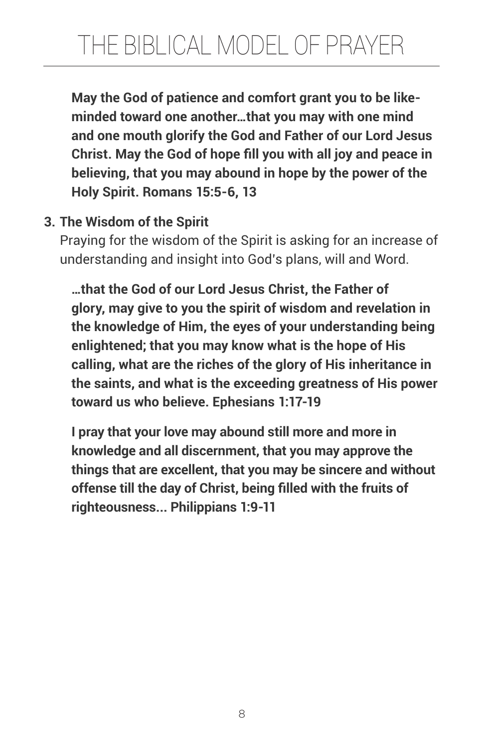**May the God of patience and comfort grant you to be like-minded toward one another…that you may with one mind and one mouth glorify the God and Father of our Lord Jesus Christ. May the God of hope fill you with all joy and peace in believing, that you may abound in hope by the power of the Holy Spirit. Romans 15:5-6, 13**

3. **The Wisdom of the Spirit**
   Praying for the wisdom of the Spirit is asking for an increase of understanding and insight into God's plans, will and Word.

**…that the God of our Lord Jesus Christ, the Father of glory, may give to you the spirit of wisdom and revelation in the knowledge of Him, the eyes of your understanding being enlightened; that you may know what is the hope of His calling, what are the riches of the glory of His inheritance in the saints, and what is the exceeding greatness of His power toward us who believe. Ephesians 1:17-19**

**I pray that your love may abound still more and more in knowledge and all discernment, that you may approve the things that are excellent, that you may be sincere and without offense till the day of Christ, being filled with the fruits of righteousness... Philippians 1:9-11**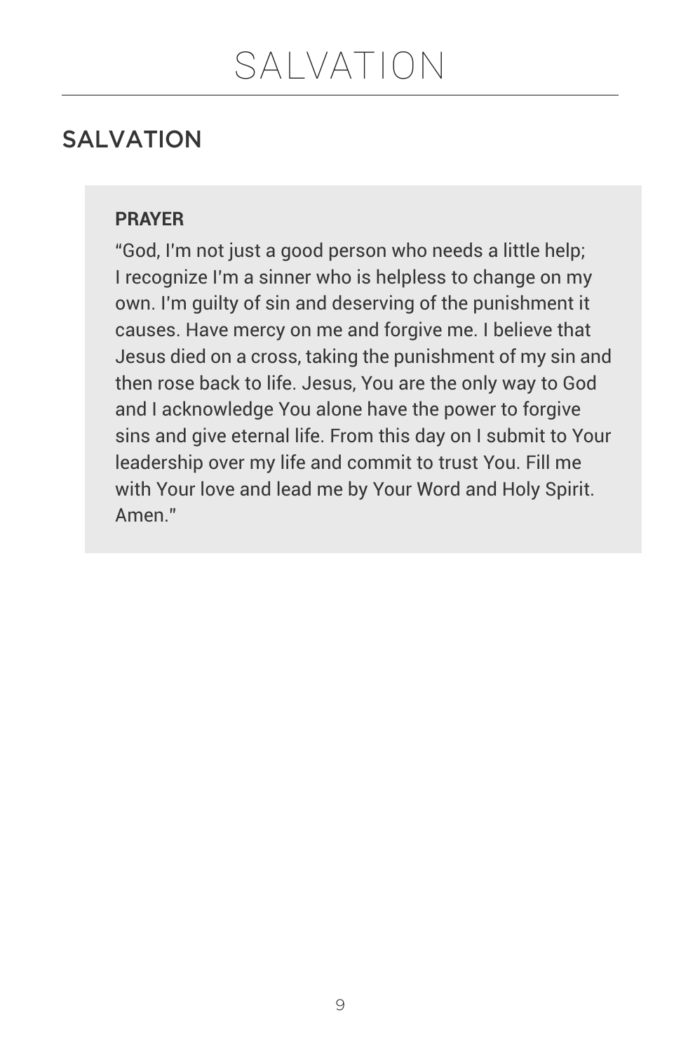## SALVATION

**PRAYER**

"God, I'm not just a good person who needs a little help; I recognize I'm a sinner who is helpless to change on my own. I'm guilty of sin and deserving of the punishment it causes. Have mercy on me and forgive me. I believe that Jesus died on a cross, taking the punishment of my sin and then rose back to life. Jesus, You are the only way to God and I acknowledge You alone have the power to forgive sins and give eternal life. From this day on I submit to Your leadership over my life and commit to trust You. Fill me with Your love and lead me by Your Word and Holy Spirit. Amen."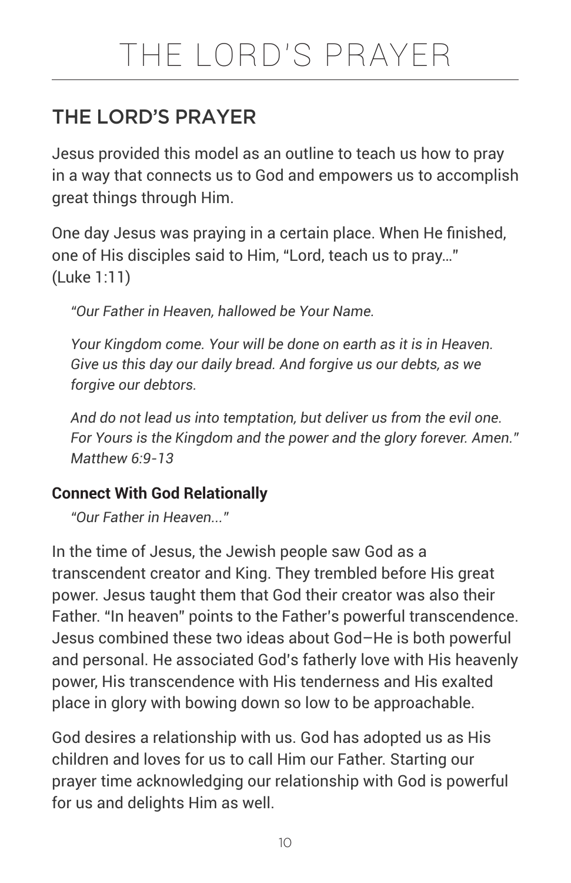# THE LORD'S PRAYER

## THE LORD'S PRAYER

Jesus provided this model as an outline to teach us how to pray in a way that connects us to God and empowers us to accomplish great things through Him.

One day Jesus was praying in a certain place. When He finished, one of His disciples said to Him, "Lord, teach us to pray…" (Luke 1:11)

> *"Our Father in Heaven, hallowed be Your Name.*
>
> *Your Kingdom come. Your will be done on earth as it is in Heaven. Give us this day our daily bread. And forgive us our debts, as we forgive our debtors.*
>
> *And do not lead us into temptation, but deliver us from the evil one. For Yours is the Kingdom and the power and the glory forever. Amen." Matthew 6:9-13*

### Connect With God Relationally

> *"Our Father in Heaven..."*

In the time of Jesus, the Jewish people saw God as a transcendent creator and King. They trembled before His great power. Jesus taught them that God their creator was also their Father. "In heaven" points to the Father's powerful transcendence. Jesus combined these two ideas about God–He is both powerful and personal. He associated God's fatherly love with His heavenly power, His transcendence with His tenderness and His exalted place in glory with bowing down so low to be approachable.

God desires a relationship with us. God has adopted us as His children and loves for us to call Him our Father. Starting our prayer time acknowledging our relationship with God is powerful for us and delights Him as well.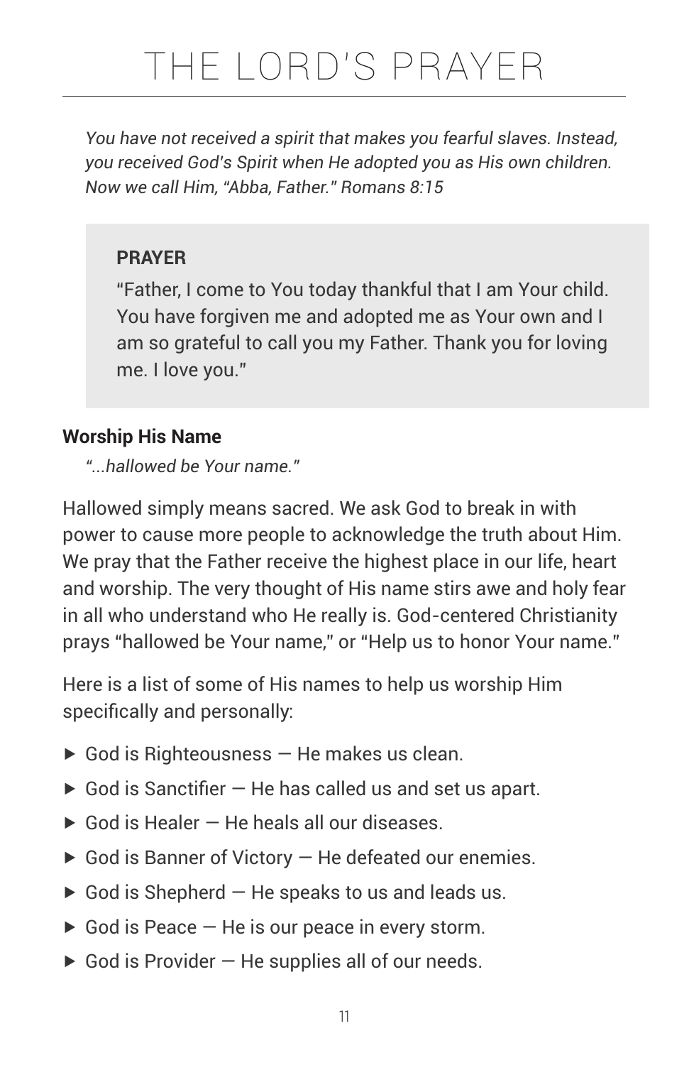# THE LORD'S PRAYER

*You have not received a spirit that makes you fearful slaves. Instead, you received God's Spirit when He adopted you as His own children. Now we call Him, "Abba, Father." Romans 8:15*

> **PRAYER**
>
> "Father, I come to You today thankful that I am Your child. You have forgiven me and adopted me as Your own and I am so grateful to call you my Father. Thank you for loving me. I love you."

**Worship His Name**

*"...hallowed be Your name."*

Hallowed simply means sacred. We ask God to break in with power to cause more people to acknowledge the truth about Him. We pray that the Father receive the highest place in our life, heart and worship. The very thought of His name stirs awe and holy fear in all who understand who He really is. God-centered Christianity prays "hallowed be Your name," or "Help us to honor Your name."

Here is a list of some of His names to help us worship Him specifically and personally:

- God is Righteousness — He makes us clean.
- God is Sanctifier — He has called us and set us apart.
- God is Healer — He heals all our diseases.
- God is Banner of Victory — He defeated our enemies.
- God is Shepherd — He speaks to us and leads us.
- God is Peace — He is our peace in every storm.
- God is Provider — He supplies all of our needs.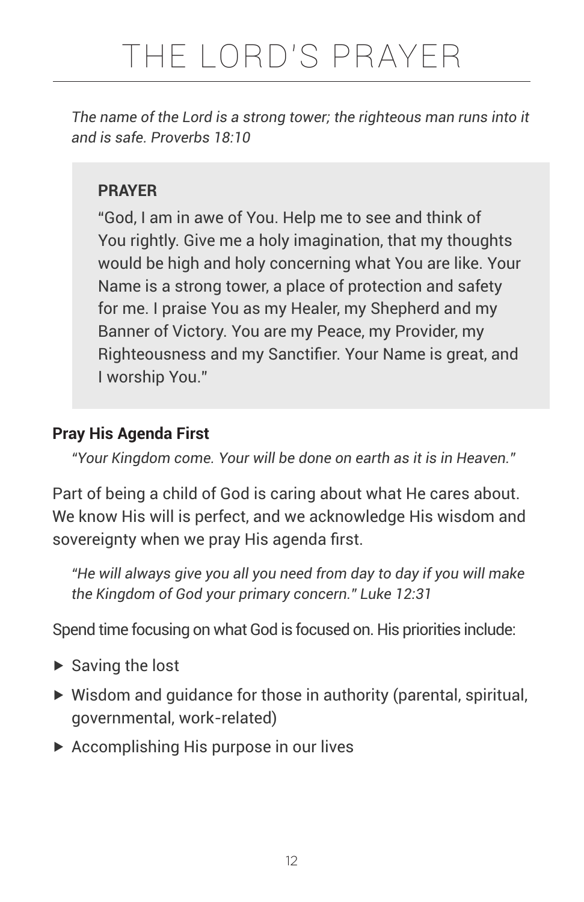*The name of the Lord is a strong tower; the righteous man runs into it and is safe. Proverbs 18:10*

**PRAYER**

"God, I am in awe of You. Help me to see and think of You rightly. Give me a holy imagination, that my thoughts would be high and holy concerning what You are like. Your Name is a strong tower, a place of protection and safety for me. I praise You as my Healer, my Shepherd and my Banner of Victory. You are my Peace, my Provider, my Righteousness and my Sanctifier. Your Name is great, and I worship You."

**Pray His Agenda First**

*"Your Kingdom come. Your will be done on earth as it is in Heaven."*

Part of being a child of God is caring about what He cares about. We know His will is perfect, and we acknowledge His wisdom and sovereignty when we pray His agenda first.

*"He will always give you all you need from day to day if you will make the Kingdom of God your primary concern." Luke 12:31*

Spend time focusing on what God is focused on. His priorities include:

- Saving the lost
- Wisdom and guidance for those in authority (parental, spiritual, governmental, work-related)
- Accomplishing His purpose in our lives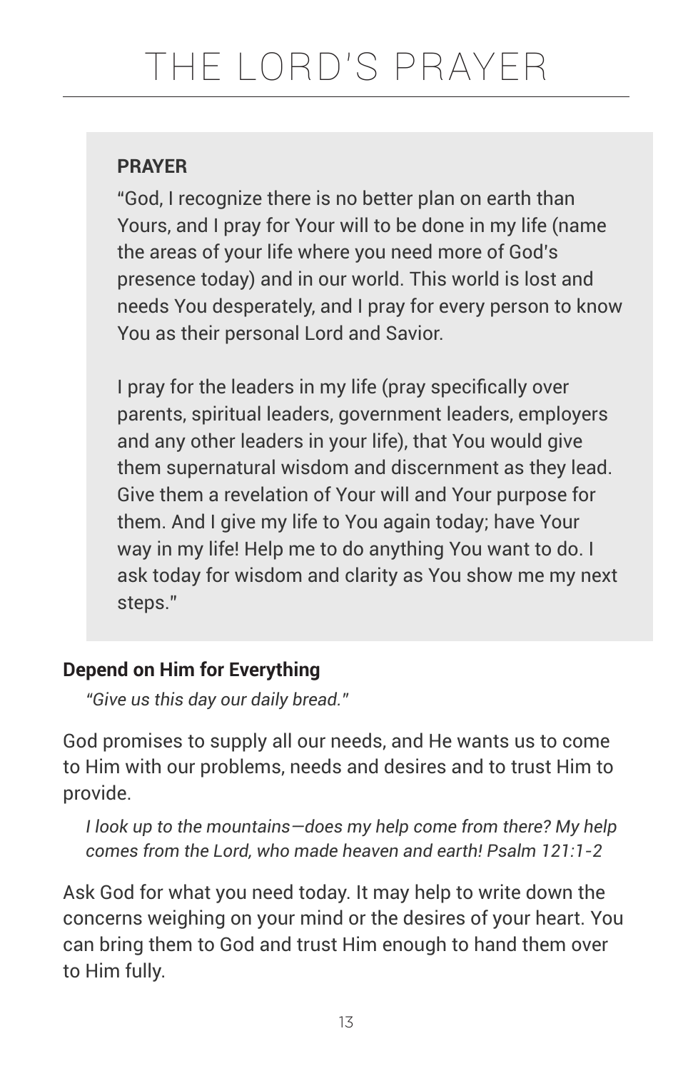**PRAYER**

"God, I recognize there is no better plan on earth than Yours, and I pray for Your will to be done in my life (name the areas of your life where you need more of God's presence today) and in our world. This world is lost and needs You desperately, and I pray for every person to know You as their personal Lord and Savior.

I pray for the leaders in my life (pray specifically over parents, spiritual leaders, government leaders, employers and any other leaders in your life), that You would give them supernatural wisdom and discernment as they lead. Give them a revelation of Your will and Your purpose for them. And I give my life to You again today; have Your way in my life! Help me to do anything You want to do. I ask today for wisdom and clarity as You show me my next steps."

**Depend on Him for Everything**

*"Give us this day our daily bread."*

God promises to supply all our needs, and He wants us to come to Him with our problems, needs and desires and to trust Him to provide.

*I look up to the mountains—does my help come from there? My help comes from the Lord, who made heaven and earth! Psalm 121:1-2*

Ask God for what you need today. It may help to write down the concerns weighing on your mind or the desires of your heart. You can bring them to God and trust Him enough to hand them over to Him fully.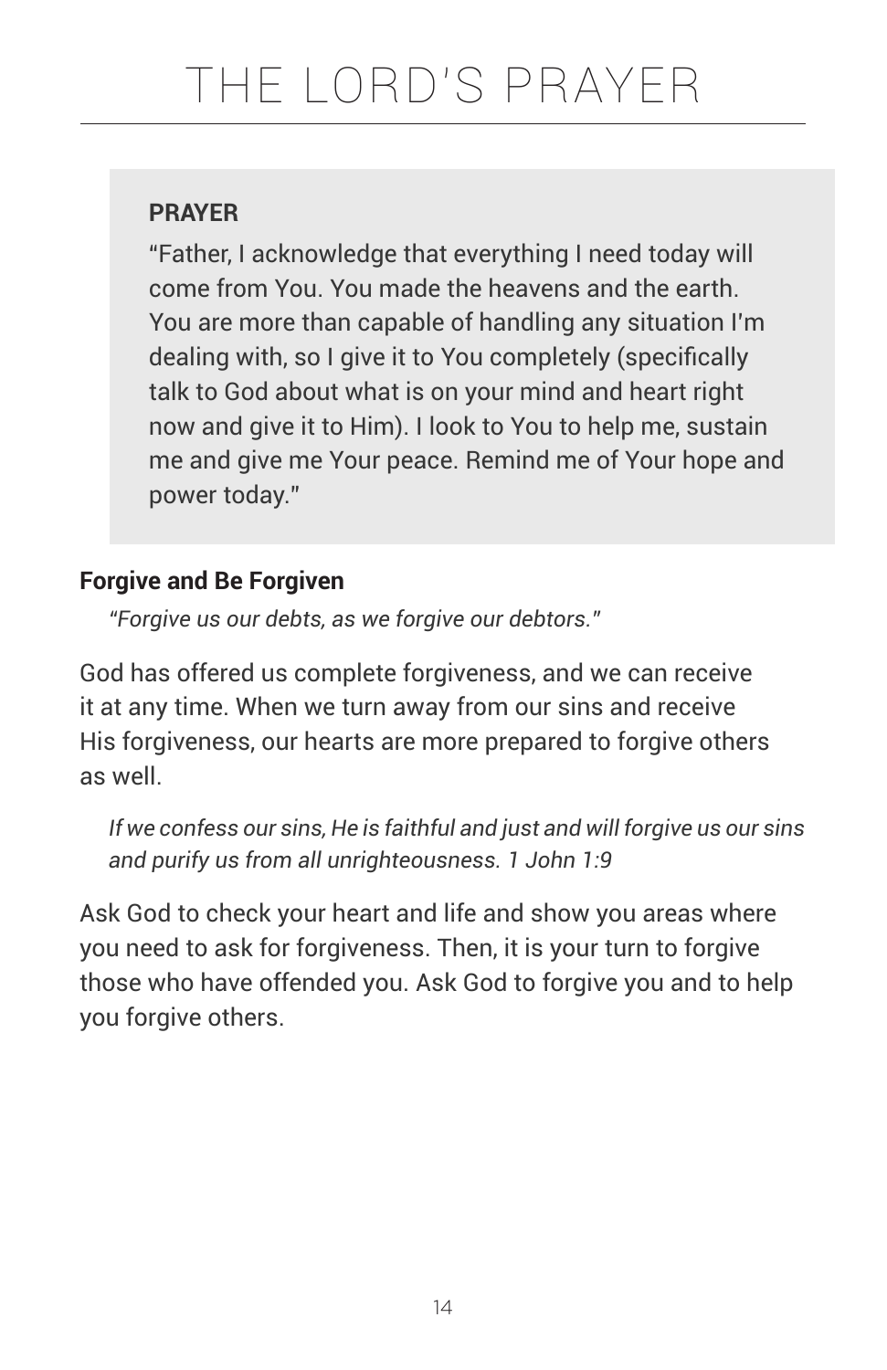**PRAYER**

"Father, I acknowledge that everything I need today will come from You. You made the heavens and the earth. You are more than capable of handling any situation I'm dealing with, so I give it to You completely (specifically talk to God about what is on your mind and heart right now and give it to Him). I look to You to help me, sustain me and give me Your peace. Remind me of Your hope and power today."

**Forgive and Be Forgiven**

*"Forgive us our debts, as we forgive our debtors."*

God has offered us complete forgiveness, and we can receive it at any time. When we turn away from our sins and receive His forgiveness, our hearts are more prepared to forgive others as well.

*If we confess our sins, He is faithful and just and will forgive us our sins and purify us from all unrighteousness. 1 John 1:9*

Ask God to check your heart and life and show you areas where you need to ask for forgiveness. Then, it is your turn to forgive those who have offended you. Ask God to forgive you and to help you forgive others.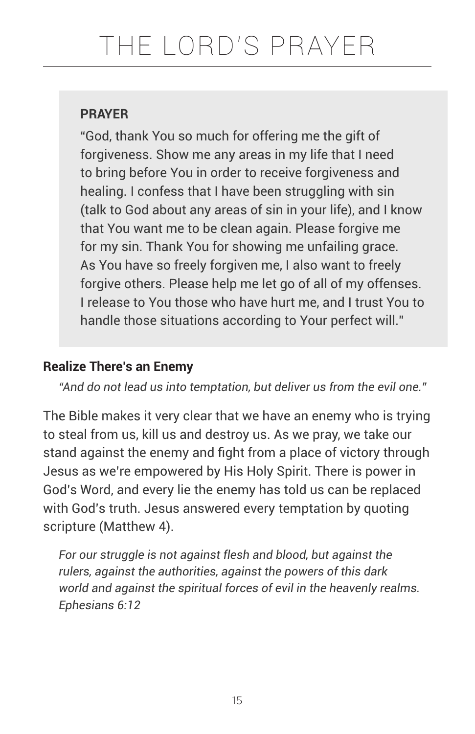**PRAYER**

"God, thank You so much for offering me the gift of forgiveness. Show me any areas in my life that I need to bring before You in order to receive forgiveness and healing. I confess that I have been struggling with sin (talk to God about any areas of sin in your life), and I know that You want me to be clean again. Please forgive me for my sin. Thank You for showing me unfailing grace. As You have so freely forgiven me, I also want to freely forgive others. Please help me let go of all of my offenses. I release to You those who have hurt me, and I trust You to handle those situations according to Your perfect will."

**Realize There's an Enemy**

*"And do not lead us into temptation, but deliver us from the evil one."*

The Bible makes it very clear that we have an enemy who is trying to steal from us, kill us and destroy us. As we pray, we take our stand against the enemy and fight from a place of victory through Jesus as we're empowered by His Holy Spirit. There is power in God's Word, and every lie the enemy has told us can be replaced with God's truth. Jesus answered every temptation by quoting scripture (Matthew 4).

*For our struggle is not against flesh and blood, but against the rulers, against the authorities, against the powers of this dark world and against the spiritual forces of evil in the heavenly realms. Ephesians 6:12*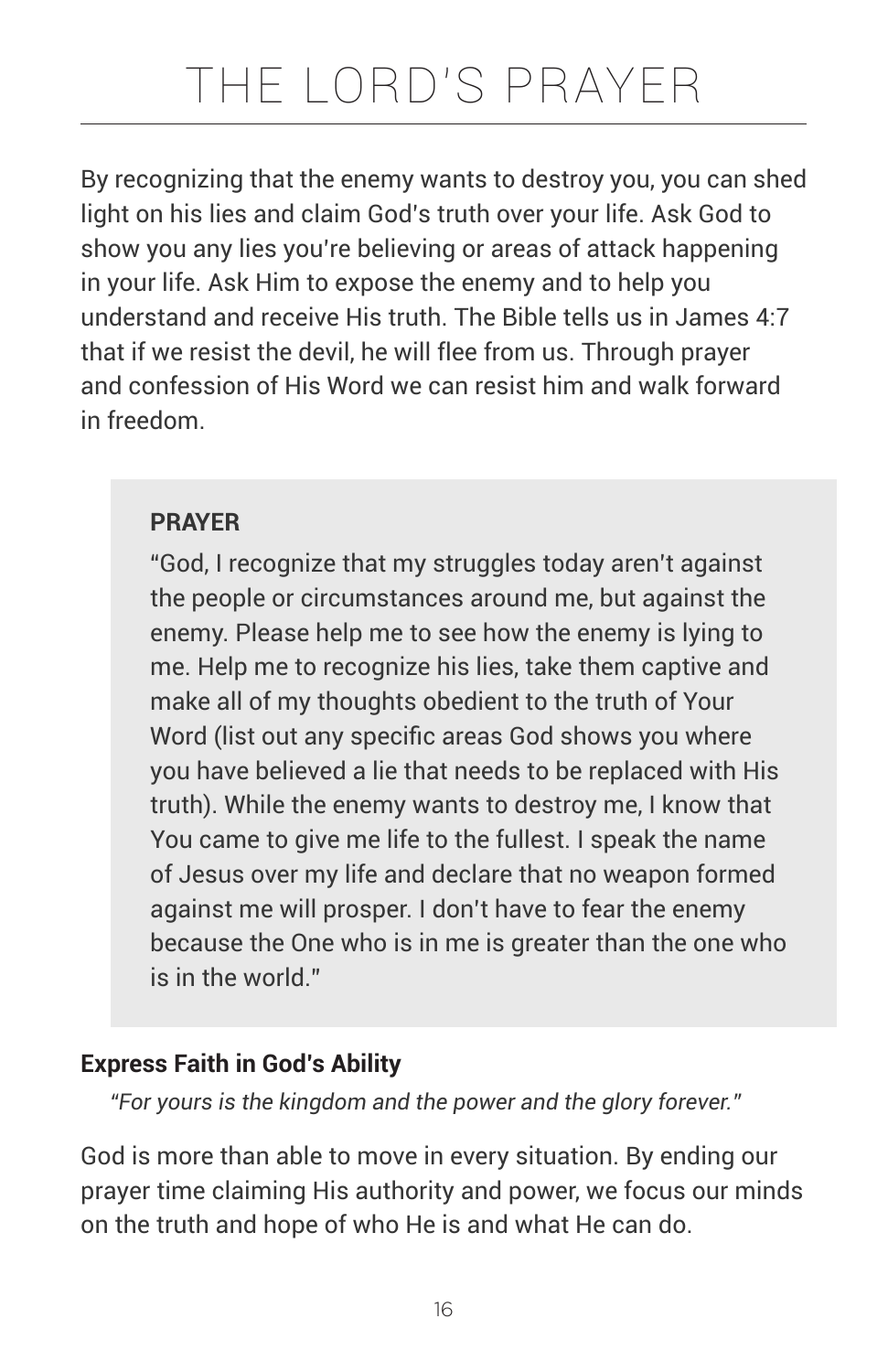By recognizing that the enemy wants to destroy you, you can shed light on his lies and claim God's truth over your life. Ask God to show you any lies you're believing or areas of attack happening in your life. Ask Him to expose the enemy and to help you understand and receive His truth. The Bible tells us in James 4:7 that if we resist the devil, he will flee from us. Through prayer and confession of His Word we can resist him and walk forward in freedom.

> **PRAYER**
>
> "God, I recognize that my struggles today aren't against the people or circumstances around me, but against the enemy. Please help me to see how the enemy is lying to me. Help me to recognize his lies, take them captive and make all of my thoughts obedient to the truth of Your Word (list out any specific areas God shows you where you have believed a lie that needs to be replaced with His truth). While the enemy wants to destroy me, I know that You came to give me life to the fullest. I speak the name of Jesus over my life and declare that no weapon formed against me will prosper. I don't have to fear the enemy because the One who is in me is greater than the one who is in the world."

**Express Faith in God's Ability**

*"For yours is the kingdom and the power and the glory forever."*

God is more than able to move in every situation. By ending our prayer time claiming His authority and power, we focus our minds on the truth and hope of who He is and what He can do.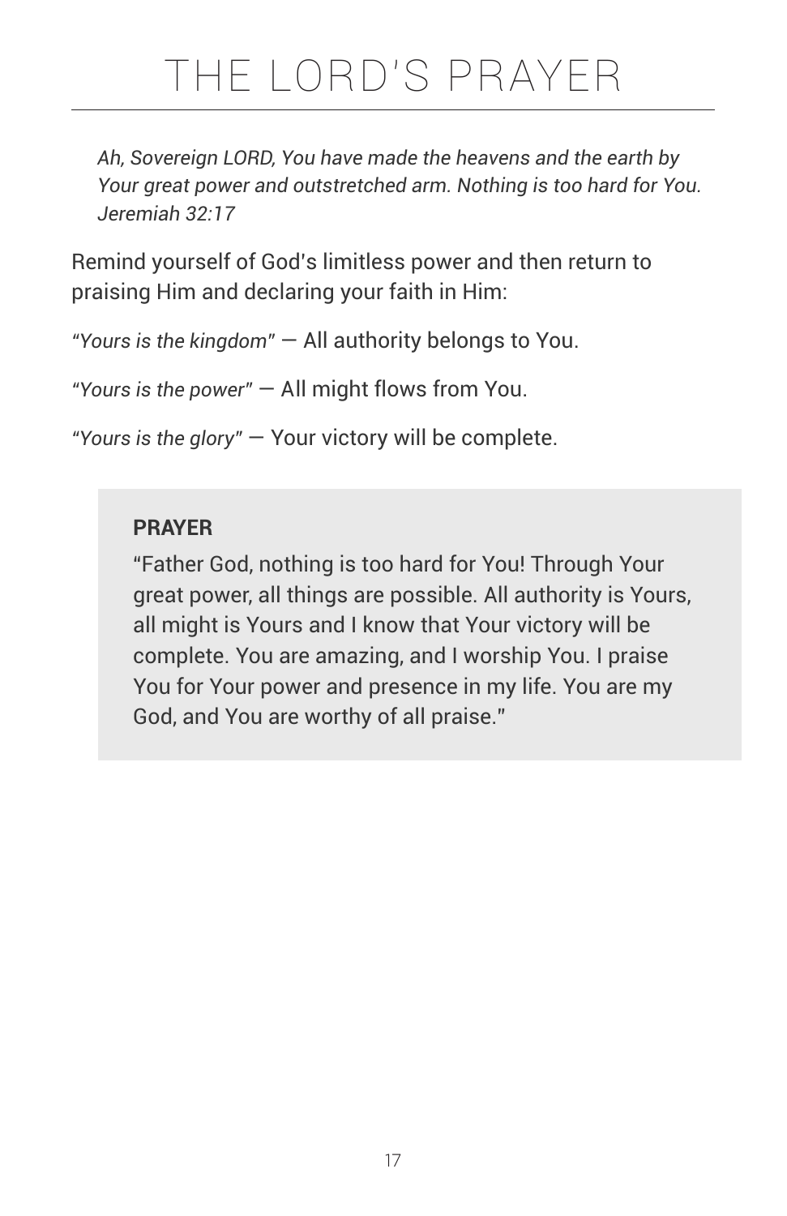# THE LORD'S PRAYER

> *Ah, Sovereign LORD, You have made the heavens and the earth by Your great power and outstretched arm. Nothing is too hard for You. Jeremiah 32:17*

Remind yourself of God's limitless power and then return to praising Him and declaring your faith in Him:

*"Yours is the kingdom"* — All authority belongs to You.

*"Yours is the power"* — All might flows from You.

*"Yours is the glory"* — Your victory will be complete.

> **PRAYER**
>
> "Father God, nothing is too hard for You! Through Your great power, all things are possible. All authority is Yours, all might is Yours and I know that Your victory will be complete. You are amazing, and I worship You. I praise You for Your power and presence in my life. You are my God, and You are worthy of all praise."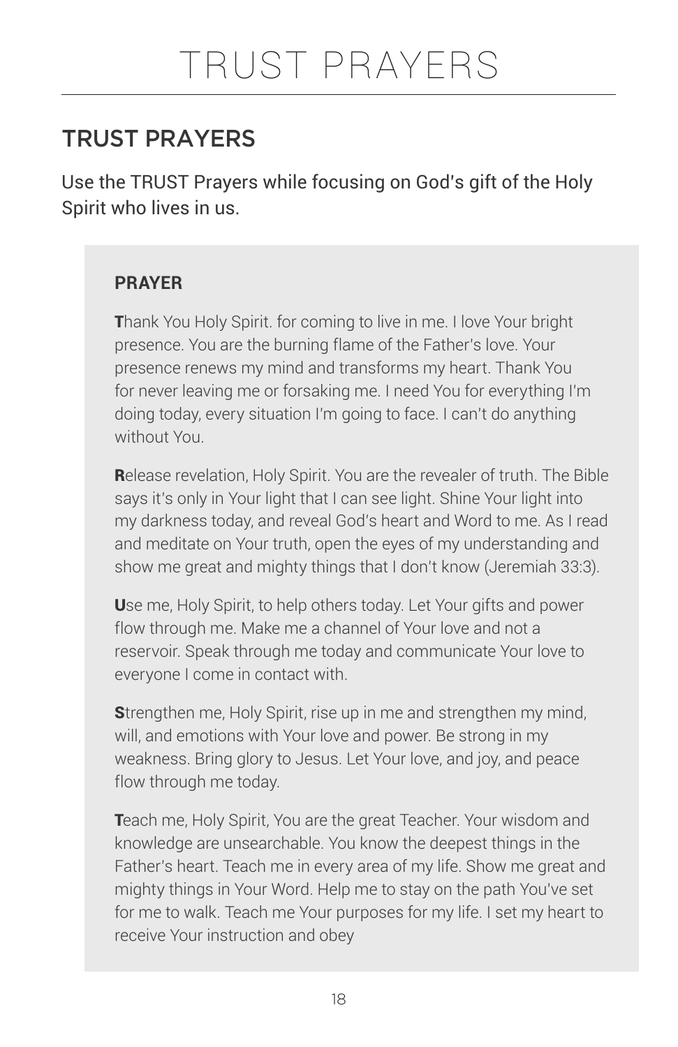# TRUST PRAYERS

## TRUST PRAYERS

Use the TRUST Prayers while focusing on God's gift of the Holy Spirit who lives in us.

**PRAYER**

**T**hank You Holy Spirit. for coming to live in me. I love Your bright presence. You are the burning flame of the Father's love. Your presence renews my mind and transforms my heart. Thank You for never leaving me or forsaking me. I need You for everything I'm doing today, every situation I'm going to face. I can't do anything without You.

**R**elease revelation, Holy Spirit. You are the revealer of truth. The Bible says it's only in Your light that I can see light. Shine Your light into my darkness today, and reveal God's heart and Word to me. As I read and meditate on Your truth, open the eyes of my understanding and show me great and mighty things that I don't know (Jeremiah 33:3).

**U**se me, Holy Spirit, to help others today. Let Your gifts and power flow through me. Make me a channel of Your love and not a reservoir. Speak through me today and communicate Your love to everyone I come in contact with.

**S**trengthen me, Holy Spirit, rise up in me and strengthen my mind, will, and emotions with Your love and power. Be strong in my weakness. Bring glory to Jesus. Let Your love, and joy, and peace flow through me today.

**T**each me, Holy Spirit, You are the great Teacher. Your wisdom and knowledge are unsearchable. You know the deepest things in the Father's heart. Teach me in every area of my life. Show me great and mighty things in Your Word. Help me to stay on the path You've set for me to walk. Teach me Your purposes for my life. I set my heart to receive Your instruction and obey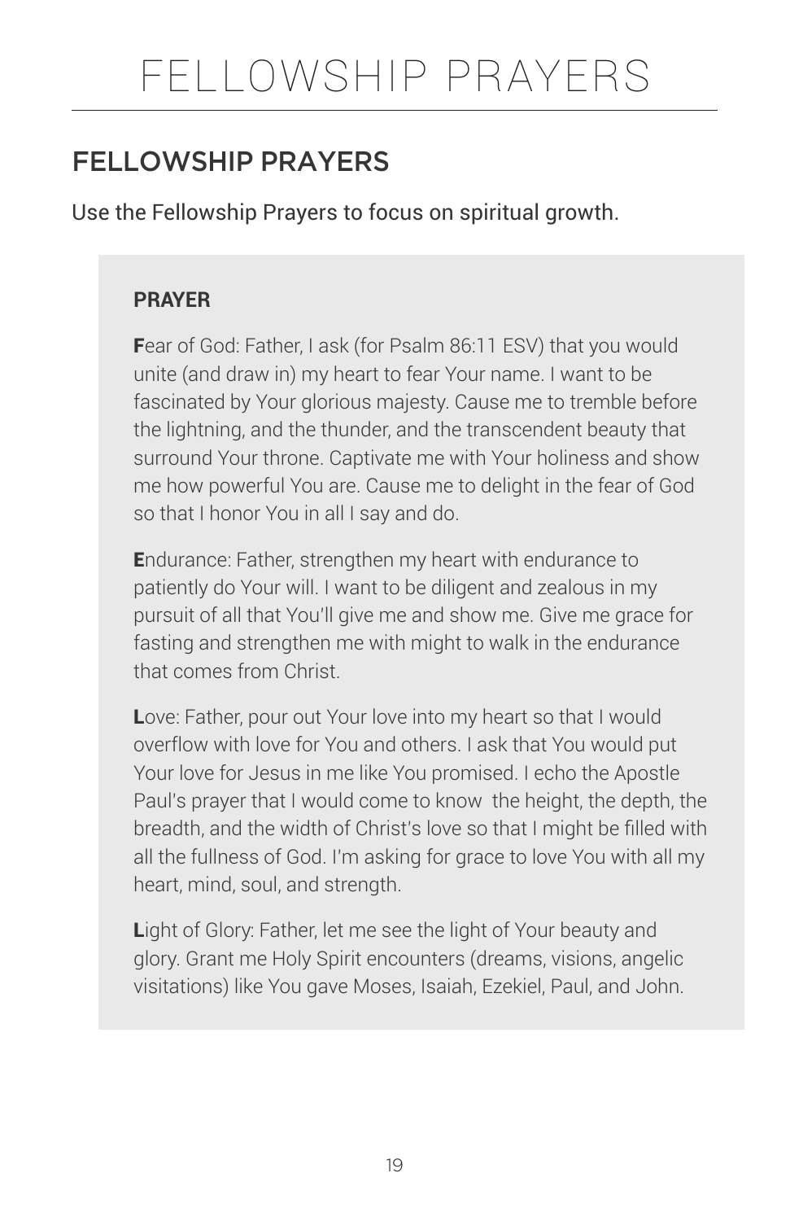# FELLOWSHIP PRAYERS

## FELLOWSHIP PRAYERS

Use the Fellowship Prayers to focus on spiritual growth.

**PRAYER**

**F**ear of God: Father, I ask (for Psalm 86:11 ESV) that you would unite (and draw in) my heart to fear Your name. I want to be fascinated by Your glorious majesty. Cause me to tremble before the lightning, and the thunder, and the transcendent beauty that surround Your throne. Captivate me with Your holiness and show me how powerful You are. Cause me to delight in the fear of God so that I honor You in all I say and do.

**E**ndurance: Father, strengthen my heart with endurance to patiently do Your will. I want to be diligent and zealous in my pursuit of all that You'll give me and show me. Give me grace for fasting and strengthen me with might to walk in the endurance that comes from Christ.

**L**ove: Father, pour out Your love into my heart so that I would overflow with love for You and others. I ask that You would put Your love for Jesus in me like You promised. I echo the Apostle Paul's prayer that I would come to know the height, the depth, the breadth, and the width of Christ's love so that I might be filled with all the fullness of God. I'm asking for grace to love You with all my heart, mind, soul, and strength.

**L**ight of Glory: Father, let me see the light of Your beauty and glory. Grant me Holy Spirit encounters (dreams, visions, angelic visitations) like You gave Moses, Isaiah, Ezekiel, Paul, and John.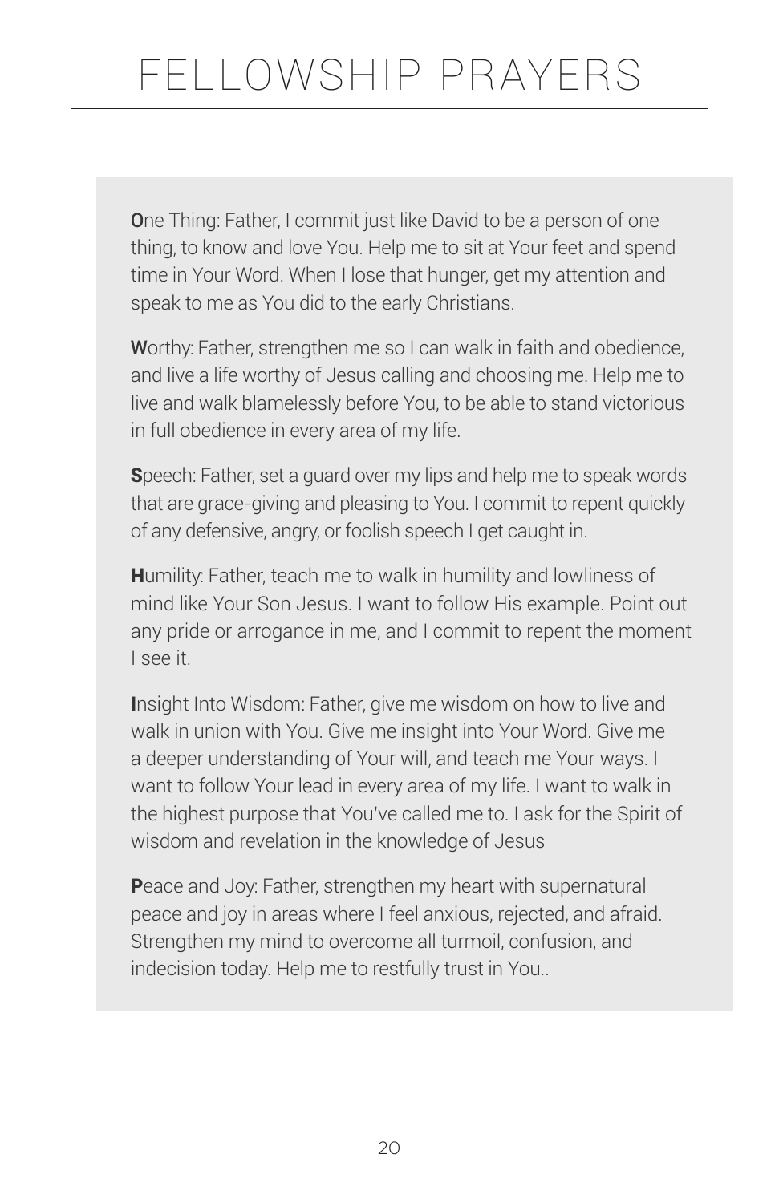# FELLOWSHIP PRAYERS

**O**ne Thing: Father, I commit just like David to be a person of one thing, to know and love You. Help me to sit at Your feet and spend time in Your Word. When I lose that hunger, get my attention and speak to me as You did to the early Christians.

**W**orthy: Father, strengthen me so I can walk in faith and obedience, and live a life worthy of Jesus calling and choosing me. Help me to live and walk blamelessly before You, to be able to stand victorious in full obedience in every area of my life.

**S**peech: Father, set a guard over my lips and help me to speak words that are grace-giving and pleasing to You. I commit to repent quickly of any defensive, angry, or foolish speech I get caught in.

**H**umility: Father, teach me to walk in humility and lowliness of mind like Your Son Jesus. I want to follow His example. Point out any pride or arrogance in me, and I commit to repent the moment I see it.

**I**nsight Into Wisdom: Father, give me wisdom on how to live and walk in union with You. Give me insight into Your Word. Give me a deeper understanding of Your will, and teach me Your ways. I want to follow Your lead in every area of my life. I want to walk in the highest purpose that You've called me to. I ask for the Spirit of wisdom and revelation in the knowledge of Jesus

**P**eace and Joy: Father, strengthen my heart with supernatural peace and joy in areas where I feel anxious, rejected, and afraid. Strengthen my mind to overcome all turmoil, confusion, and indecision today. Help me to restfully trust in You..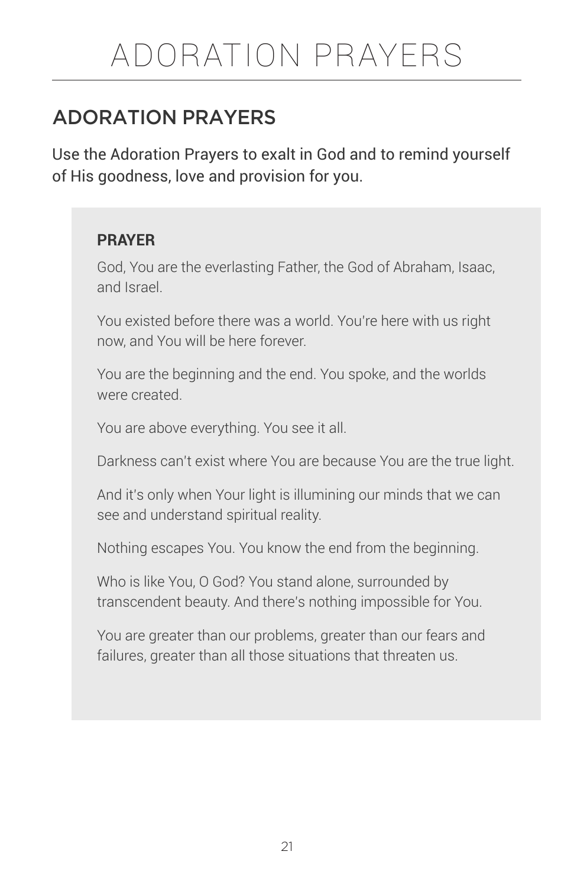# ADORATION PRAYERS

## ADORATION PRAYERS

Use the Adoration Prayers to exalt in God and to remind yourself of His goodness, love and provision for you.

**PRAYER**

God, You are the everlasting Father, the God of Abraham, Isaac, and Israel.

You existed before there was a world. You're here with us right now, and You will be here forever.

You are the beginning and the end. You spoke, and the worlds were created.

You are above everything. You see it all.

Darkness can't exist where You are because You are the true light.

And it's only when Your light is illumining our minds that we can see and understand spiritual reality.

Nothing escapes You. You know the end from the beginning.

Who is like You, O God? You stand alone, surrounded by transcendent beauty. And there's nothing impossible for You.

You are greater than our problems, greater than our fears and failures, greater than all those situations that threaten us.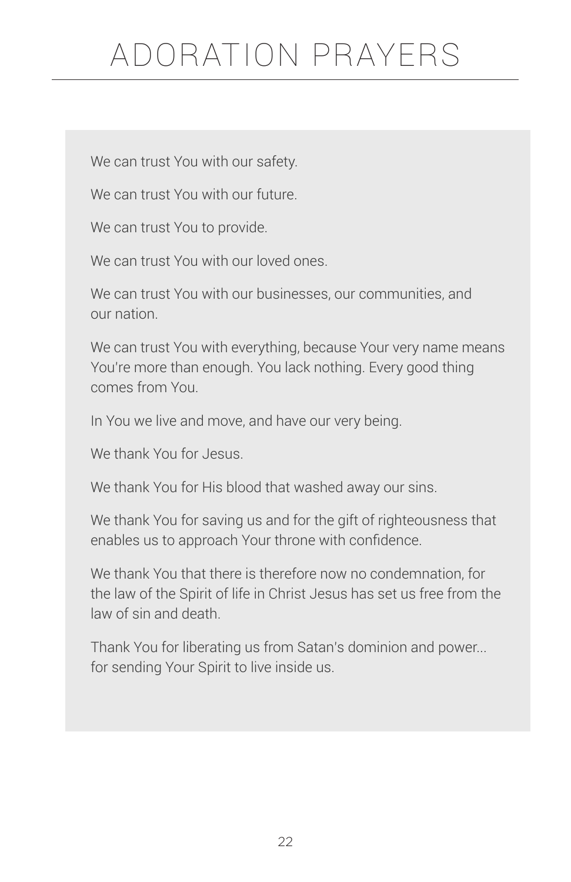# ADORATION PRAYERS

We can trust You with our safety.

We can trust You with our future.

We can trust You to provide.

We can trust You with our loved ones.

We can trust You with our businesses, our communities, and our nation.

We can trust You with everything, because Your very name means You're more than enough. You lack nothing. Every good thing comes from You.

In You we live and move, and have our very being.

We thank You for Jesus.

We thank You for His blood that washed away our sins.

We thank You for saving us and for the gift of righteousness that enables us to approach Your throne with confidence.

We thank You that there is therefore now no condemnation, for the law of the Spirit of life in Christ Jesus has set us free from the law of sin and death.

Thank You for liberating us from Satan's dominion and power... for sending Your Spirit to live inside us.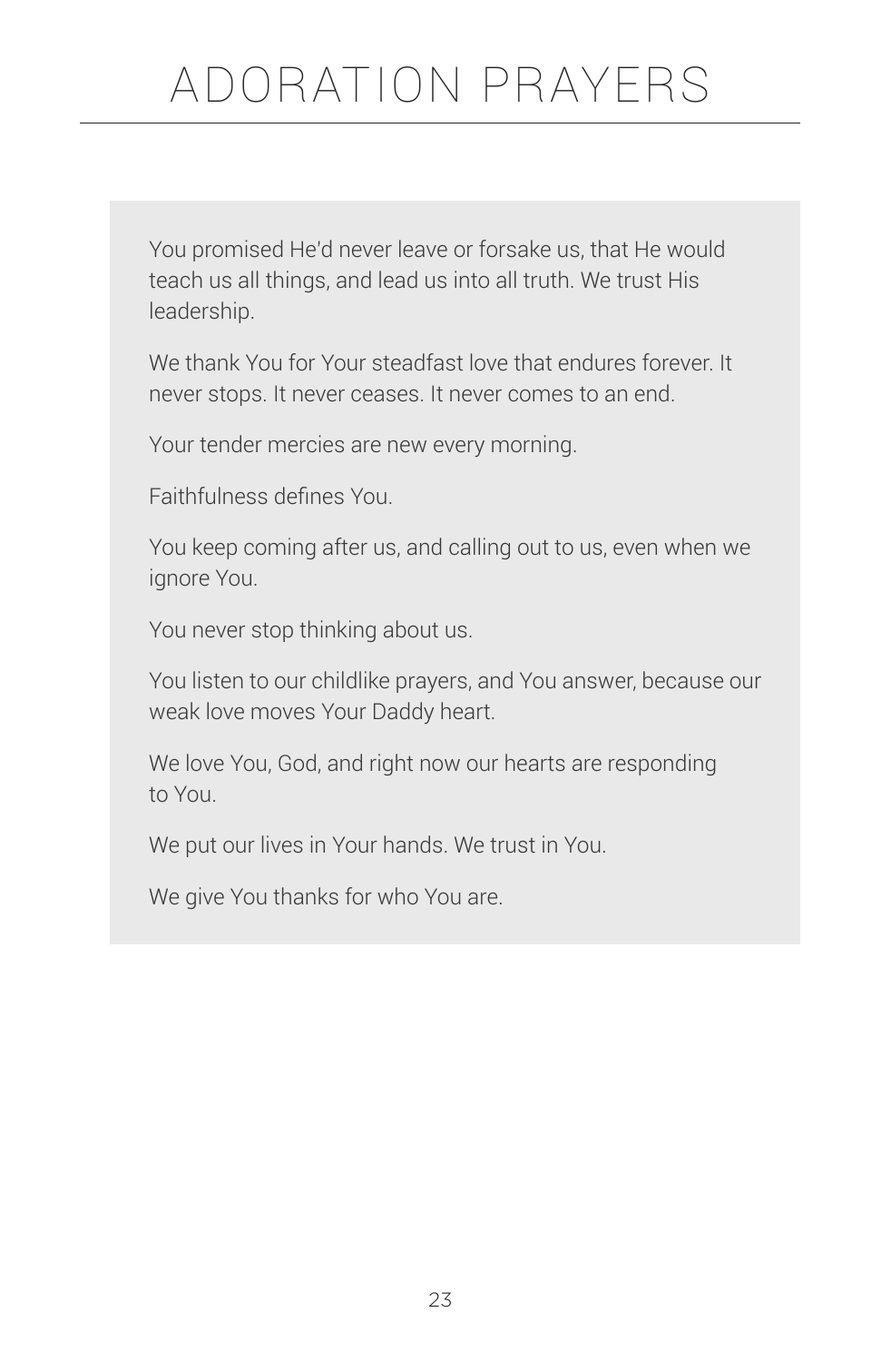# ADORATION PRAYERS

You promised He'd never leave or forsake us, that He would teach us all things, and lead us into all truth. We trust His leadership.

We thank You for Your steadfast love that endures forever. It never stops. It never ceases. It never comes to an end.

Your tender mercies are new every morning.

Faithfulness defines You.

You keep coming after us, and calling out to us, even when we ignore You.

You never stop thinking about us.

You listen to our childlike prayers, and You answer, because our weak love moves Your Daddy heart.

We love You, God, and right now our hearts are responding to You.

We put our lives in Your hands. We trust in You.

We give You thanks for who You are.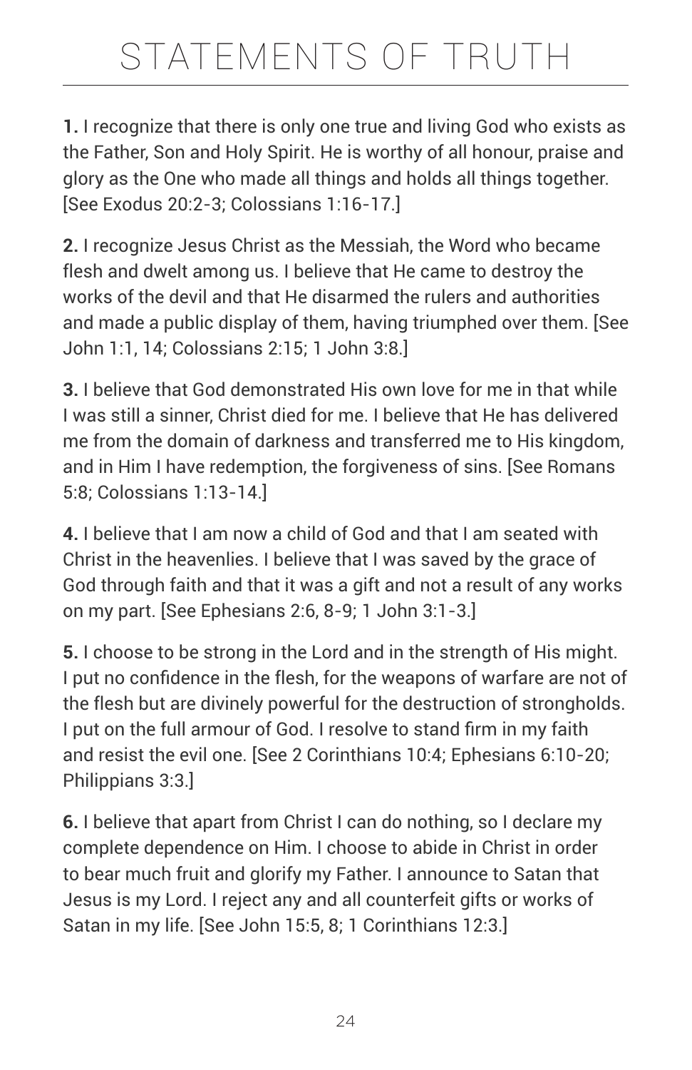# STATEMENTS OF TRUTH

**1.** I recognize that there is only one true and living God who exists as the Father, Son and Holy Spirit. He is worthy of all honour, praise and glory as the One who made all things and holds all things together. [See Exodus 20:2-3; Colossians 1:16-17.]

**2.** I recognize Jesus Christ as the Messiah, the Word who became flesh and dwelt among us. I believe that He came to destroy the works of the devil and that He disarmed the rulers and authorities and made a public display of them, having triumphed over them. [See John 1:1, 14; Colossians 2:15; 1 John 3:8.]

**3.** I believe that God demonstrated His own love for me in that while I was still a sinner, Christ died for me. I believe that He has delivered me from the domain of darkness and transferred me to His kingdom, and in Him I have redemption, the forgiveness of sins. [See Romans 5:8; Colossians 1:13-14.]

**4.** I believe that I am now a child of God and that I am seated with Christ in the heavenlies. I believe that I was saved by the grace of God through faith and that it was a gift and not a result of any works on my part. [See Ephesians 2:6, 8-9; 1 John 3:1-3.]

**5.** I choose to be strong in the Lord and in the strength of His might. I put no confidence in the flesh, for the weapons of warfare are not of the flesh but are divinely powerful for the destruction of strongholds. I put on the full armour of God. I resolve to stand firm in my faith and resist the evil one. [See 2 Corinthians 10:4; Ephesians 6:10-20; Philippians 3:3.]

**6.** I believe that apart from Christ I can do nothing, so I declare my complete dependence on Him. I choose to abide in Christ in order to bear much fruit and glorify my Father. I announce to Satan that Jesus is my Lord. I reject any and all counterfeit gifts or works of Satan in my life. [See John 15:5, 8; 1 Corinthians 12:3.]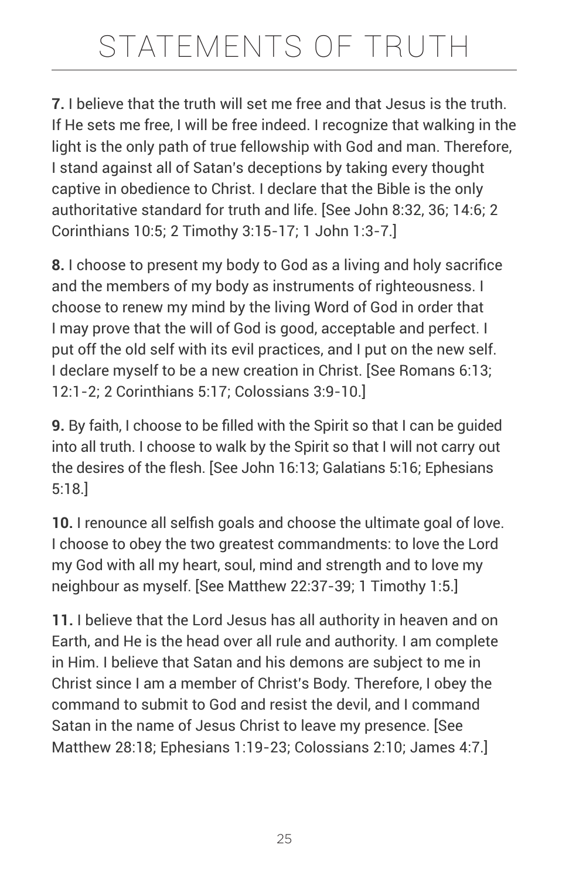# STATEMENTS OF TRUTH

**7.** I believe that the truth will set me free and that Jesus is the truth. If He sets me free, I will be free indeed. I recognize that walking in the light is the only path of true fellowship with God and man. Therefore, I stand against all of Satan's deceptions by taking every thought captive in obedience to Christ. I declare that the Bible is the only authoritative standard for truth and life. [See John 8:32, 36; 14:6; 2 Corinthians 10:5; 2 Timothy 3:15-17; 1 John 1:3-7.]

**8.** I choose to present my body to God as a living and holy sacrifice and the members of my body as instruments of righteousness. I choose to renew my mind by the living Word of God in order that I may prove that the will of God is good, acceptable and perfect. I put off the old self with its evil practices, and I put on the new self. I declare myself to be a new creation in Christ. [See Romans 6:13; 12:1-2; 2 Corinthians 5:17; Colossians 3:9-10.]

**9.** By faith, I choose to be filled with the Spirit so that I can be guided into all truth. I choose to walk by the Spirit so that I will not carry out the desires of the flesh. [See John 16:13; Galatians 5:16; Ephesians 5:18.]

**10.** I renounce all selfish goals and choose the ultimate goal of love. I choose to obey the two greatest commandments: to love the Lord my God with all my heart, soul, mind and strength and to love my neighbour as myself. [See Matthew 22:37-39; 1 Timothy 1:5.]

**11.** I believe that the Lord Jesus has all authority in heaven and on Earth, and He is the head over all rule and authority. I am complete in Him. I believe that Satan and his demons are subject to me in Christ since I am a member of Christ's Body. Therefore, I obey the command to submit to God and resist the devil, and I command Satan in the name of Jesus Christ to leave my presence. [See Matthew 28:18; Ephesians 1:19-23; Colossians 2:10; James 4:7.]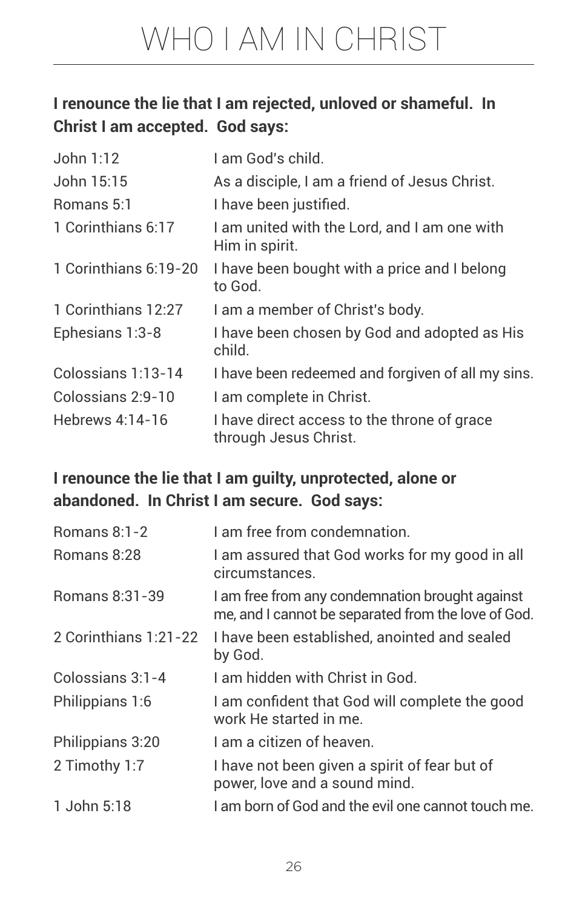# WHO I AM IN CHRIST

**I renounce the lie that I am rejected, unloved or shameful. In Christ I am accepted. God says:**

| | |
|---|---|
| John 1:12 | I am God's child. |
| John 15:15 | As a disciple, I am a friend of Jesus Christ. |
| Romans 5:1 | I have been justified. |
| 1 Corinthians 6:17 | I am united with the Lord, and I am one with Him in spirit. |
| 1 Corinthians 6:19-20 | I have been bought with a price and I belong to God. |
| 1 Corinthians 12:27 | I am a member of Christ's body. |
| Ephesians 1:3-8 | I have been chosen by God and adopted as His child. |
| Colossians 1:13-14 | I have been redeemed and forgiven of all my sins. |
| Colossians 2:9-10 | I am complete in Christ. |
| Hebrews 4:14-16 | I have direct access to the throne of grace through Jesus Christ. |

**I renounce the lie that I am guilty, unprotected, alone or abandoned. In Christ I am secure. God says:**

| | |
|---|---|
| Romans 8:1-2 | I am free from condemnation. |
| Romans 8:28 | I am assured that God works for my good in all circumstances. |
| Romans 8:31-39 | I am free from any condemnation brought against me, and I cannot be separated from the love of God. |
| 2 Corinthians 1:21-22 | I have been established, anointed and sealed by God. |
| Colossians 3:1-4 | I am hidden with Christ in God. |
| Philippians 1:6 | I am confident that God will complete the good work He started in me. |
| Philippians 3:20 | I am a citizen of heaven. |
| 2 Timothy 1:7 | I have not been given a spirit of fear but of power, love and a sound mind. |
| 1 John 5:18 | I am born of God and the evil one cannot touch me. |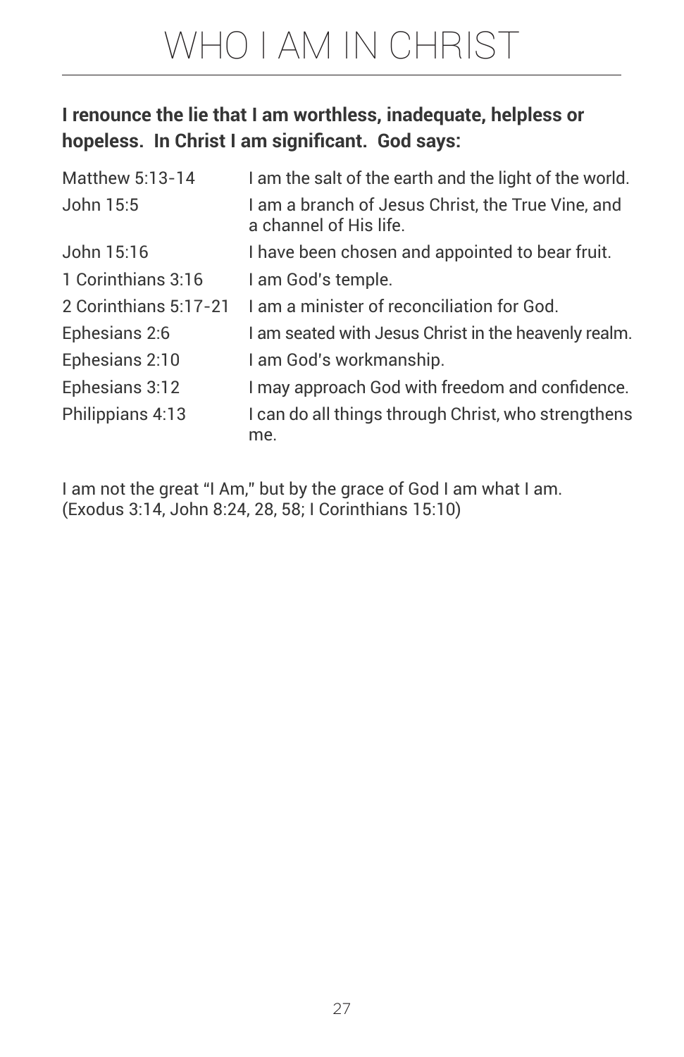# WHO I AM IN CHRIST

**I renounce the lie that I am worthless, inadequate, helpless or hopeless. In Christ I am significant. God says:**

| | |
|---|---|
| Matthew 5:13-14 | I am the salt of the earth and the light of the world. |
| John 15:5 | I am a branch of Jesus Christ, the True Vine, and a channel of His life. |
| John 15:16 | I have been chosen and appointed to bear fruit. |
| 1 Corinthians 3:16 | I am God's temple. |
| 2 Corinthians 5:17-21 | I am a minister of reconciliation for God. |
| Ephesians 2:6 | I am seated with Jesus Christ in the heavenly realm. |
| Ephesians 2:10 | I am God's workmanship. |
| Ephesians 3:12 | I may approach God with freedom and confidence. |
| Philippians 4:13 | I can do all things through Christ, who strengthens me. |

I am not the great "I Am," but by the grace of God I am what I am. (Exodus 3:14, John 8:24, 28, 58; I Corinthians 15:10)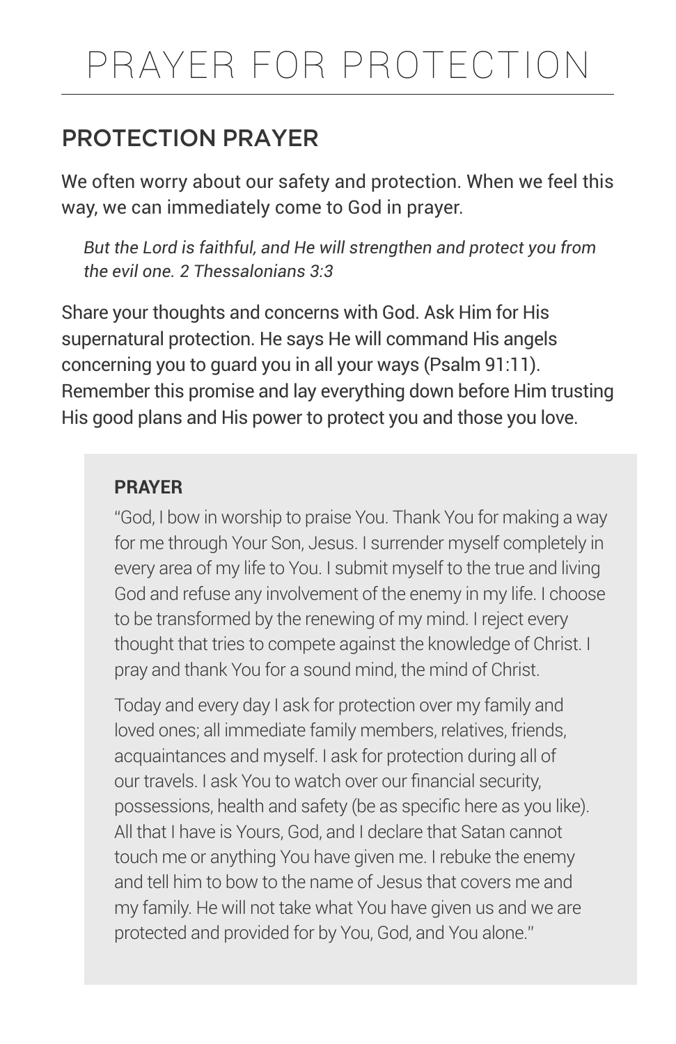# PRAYER FOR PROTECTION

## PROTECTION PRAYER

We often worry about our safety and protection. When we feel this way, we can immediately come to God in prayer.

> *But the Lord is faithful, and He will strengthen and protect you from the evil one. 2 Thessalonians 3:3*

Share your thoughts and concerns with God. Ask Him for His supernatural protection. He says He will command His angels concerning you to guard you in all your ways (Psalm 91:11). Remember this promise and lay everything down before Him trusting His good plans and His power to protect you and those you love.

> **PRAYER**
>
> "God, I bow in worship to praise You. Thank You for making a way for me through Your Son, Jesus. I surrender myself completely in every area of my life to You. I submit myself to the true and living God and refuse any involvement of the enemy in my life. I choose to be transformed by the renewing of my mind. I reject every thought that tries to compete against the knowledge of Christ. I pray and thank You for a sound mind, the mind of Christ.
>
> Today and every day I ask for protection over my family and loved ones; all immediate family members, relatives, friends, acquaintances and myself. I ask for protection during all of our travels. I ask You to watch over our financial security, possessions, health and safety (be as specific here as you like). All that I have is Yours, God, and I declare that Satan cannot touch me or anything You have given me. I rebuke the enemy and tell him to bow to the name of Jesus that covers me and my family. He will not take what You have given us and we are protected and provided for by You, God, and You alone."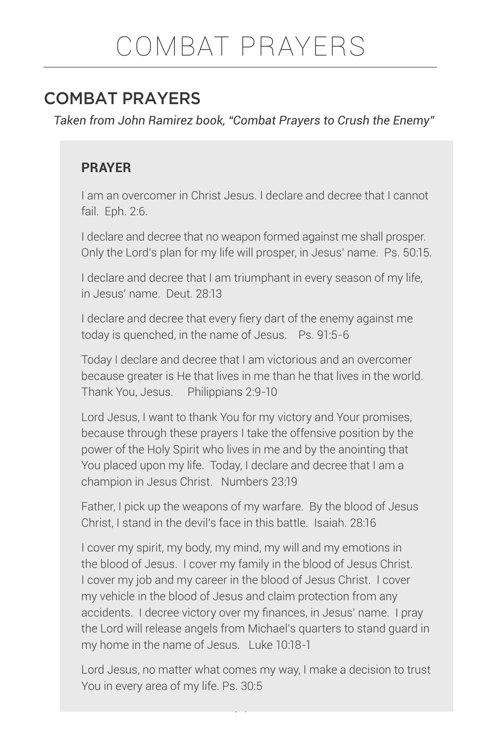# COMBAT PRAYERS

## COMBAT PRAYERS

*Taken from John Ramirez book, "Combat Prayers to Crush the Enemy"*

### PRAYER

I am an overcomer in Christ Jesus. I declare and decree that I cannot fail. Eph. 2:6.

I declare and decree that no weapon formed against me shall prosper. Only the Lord's plan for my life will prosper, in Jesus' name. Ps. 50:15.

I declare and decree that I am triumphant in every season of my life, in Jesus' name. Deut. 28:13

I declare and decree that every fiery dart of the enemy against me today is quenched, in the name of Jesus. Ps. 91:5-6

Today I declare and decree that I am victorious and an overcomer because greater is He that lives in me than he that lives in the world. Thank You, Jesus. Philippians 2:9-10

Lord Jesus, I want to thank You for my victory and Your promises, because through these prayers I take the offensive position by the power of the Holy Spirit who lives in me and by the anointing that You placed upon my life. Today, I declare and decree that I am a champion in Jesus Christ. Numbers 23:19

Father, I pick up the weapons of my warfare. By the blood of Jesus Christ, I stand in the devil's face in this battle. Isaiah. 28:16

I cover my spirit, my body, my mind, my will and my emotions in the blood of Jesus. I cover my family in the blood of Jesus Christ. I cover my job and my career in the blood of Jesus Christ. I cover my vehicle in the blood of Jesus and claim protection from any accidents. I decree victory over my finances, in Jesus' name. I pray the Lord will release angels from Michael's quarters to stand guard in my home in the name of Jesus. Luke 10:18-1

Lord Jesus, no matter what comes my way, I make a decision to trust You in every area of my life. Ps. 30:5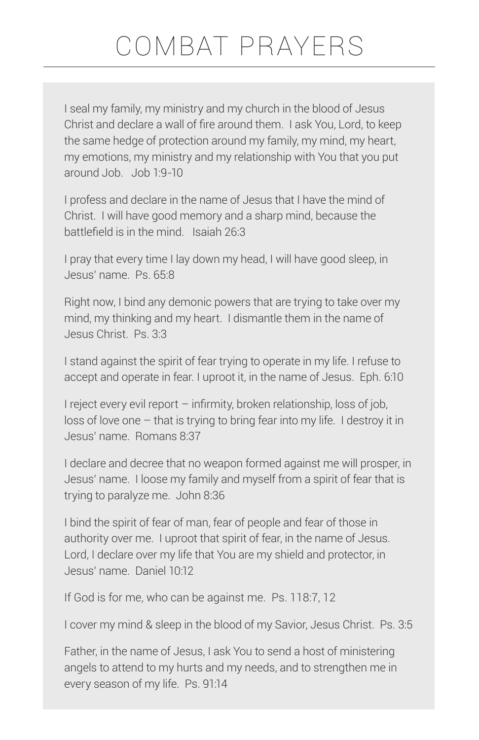# COMBAT PRAYERS

I seal my family, my ministry and my church in the blood of Jesus Christ and declare a wall of fire around them. I ask You, Lord, to keep the same hedge of protection around my family, my mind, my heart, my emotions, my ministry and my relationship with You that you put around Job. Job 1:9-10

I profess and declare in the name of Jesus that I have the mind of Christ. I will have good memory and a sharp mind, because the battlefield is in the mind. Isaiah 26:3

I pray that every time I lay down my head, I will have good sleep, in Jesus' name. Ps. 65:8

Right now, I bind any demonic powers that are trying to take over my mind, my thinking and my heart. I dismantle them in the name of Jesus Christ. Ps. 3:3

I stand against the spirit of fear trying to operate in my life. I refuse to accept and operate in fear. I uproot it, in the name of Jesus. Eph. 6:10

I reject every evil report – infirmity, broken relationship, loss of job, loss of love one – that is trying to bring fear into my life. I destroy it in Jesus' name. Romans 8:37

I declare and decree that no weapon formed against me will prosper, in Jesus' name. I loose my family and myself from a spirit of fear that is trying to paralyze me. John 8:36

I bind the spirit of fear of man, fear of people and fear of those in authority over me. I uproot that spirit of fear, in the name of Jesus. Lord, I declare over my life that You are my shield and protector, in Jesus' name. Daniel 10:12

If God is for me, who can be against me. Ps. 118:7, 12

I cover my mind & sleep in the blood of my Savior, Jesus Christ. Ps. 3:5

Father, in the name of Jesus, I ask You to send a host of ministering angels to attend to my hurts and my needs, and to strengthen me in every season of my life. Ps. 91:14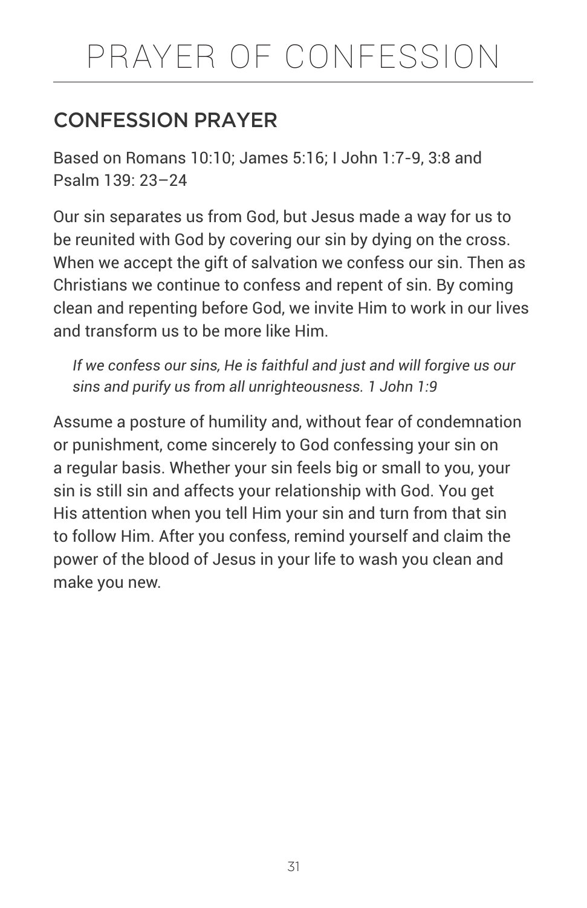# PRAYER OF CONFESSION

## CONFESSION PRAYER

Based on Romans 10:10; James 5:16; I John 1:7-9, 3:8 and Psalm 139: 23–24

Our sin separates us from God, but Jesus made a way for us to be reunited with God by covering our sin by dying on the cross. When we accept the gift of salvation we confess our sin. Then as Christians we continue to confess and repent of sin. By coming clean and repenting before God, we invite Him to work in our lives and transform us to be more like Him.

> *If we confess our sins, He is faithful and just and will forgive us our sins and purify us from all unrighteousness. 1 John 1:9*

Assume a posture of humility and, without fear of condemnation or punishment, come sincerely to God confessing your sin on a regular basis. Whether your sin feels big or small to you, your sin is still sin and affects your relationship with God. You get His attention when you tell Him your sin and turn from that sin to follow Him. After you confess, remind yourself and claim the power of the blood of Jesus in your life to wash you clean and make you new.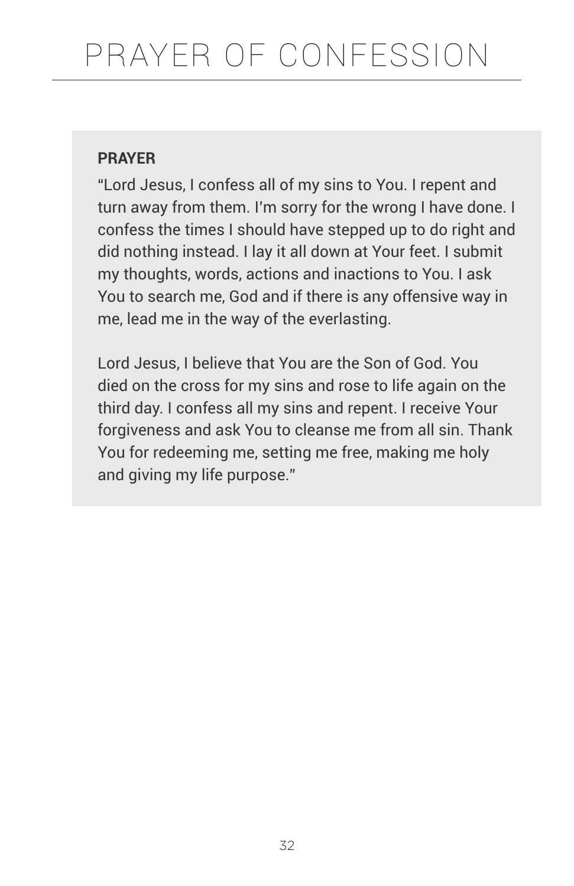# PRAYER OF CONFESSION

**PRAYER**

"Lord Jesus, I confess all of my sins to You. I repent and turn away from them. I'm sorry for the wrong I have done. I confess the times I should have stepped up to do right and did nothing instead. I lay it all down at Your feet. I submit my thoughts, words, actions and inactions to You. I ask You to search me, God and if there is any offensive way in me, lead me in the way of the everlasting.

Lord Jesus, I believe that You are the Son of God. You died on the cross for my sins and rose to life again on the third day. I confess all my sins and repent. I receive Your forgiveness and ask You to cleanse me from all sin. Thank You for redeeming me, setting me free, making me holy and giving my life purpose."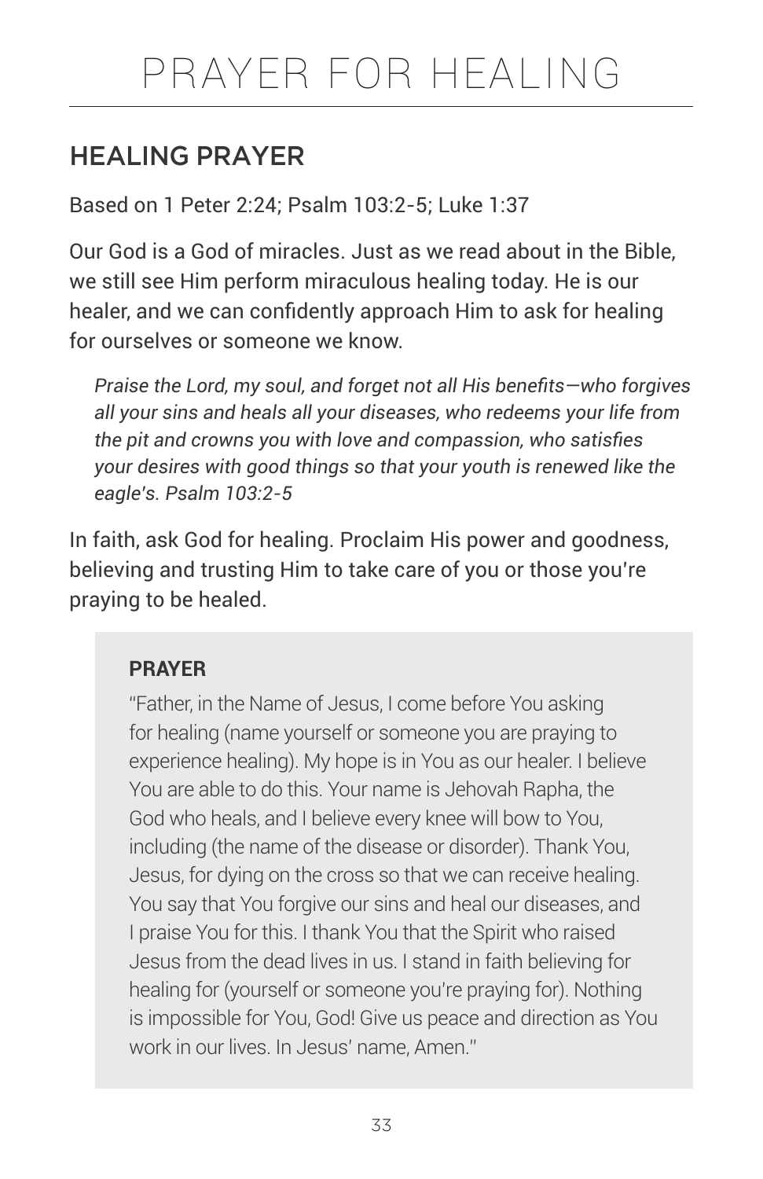# PRAYER FOR HEALING

## HEALING PRAYER

Based on 1 Peter 2:24; Psalm 103:2-5; Luke 1:37

Our God is a God of miracles. Just as we read about in the Bible, we still see Him perform miraculous healing today. He is our healer, and we can confidently approach Him to ask for healing for ourselves or someone we know.

> *Praise the Lord, my soul, and forget not all His benefits—who forgives all your sins and heals all your diseases, who redeems your life from the pit and crowns you with love and compassion, who satisfies your desires with good things so that your youth is renewed like the eagle's. Psalm 103:2-5*

In faith, ask God for healing. Proclaim His power and goodness, believing and trusting Him to take care of you or those you're praying to be healed.

**PRAYER**

"Father, in the Name of Jesus, I come before You asking for healing (name yourself or someone you are praying to experience healing). My hope is in You as our healer. I believe You are able to do this. Your name is Jehovah Rapha, the God who heals, and I believe every knee will bow to You, including (the name of the disease or disorder). Thank You, Jesus, for dying on the cross so that we can receive healing. You say that You forgive our sins and heal our diseases, and I praise You for this. I thank You that the Spirit who raised Jesus from the dead lives in us. I stand in faith believing for healing for (yourself or someone you're praying for). Nothing is impossible for You, God! Give us peace and direction as You work in our lives. In Jesus' name, Amen."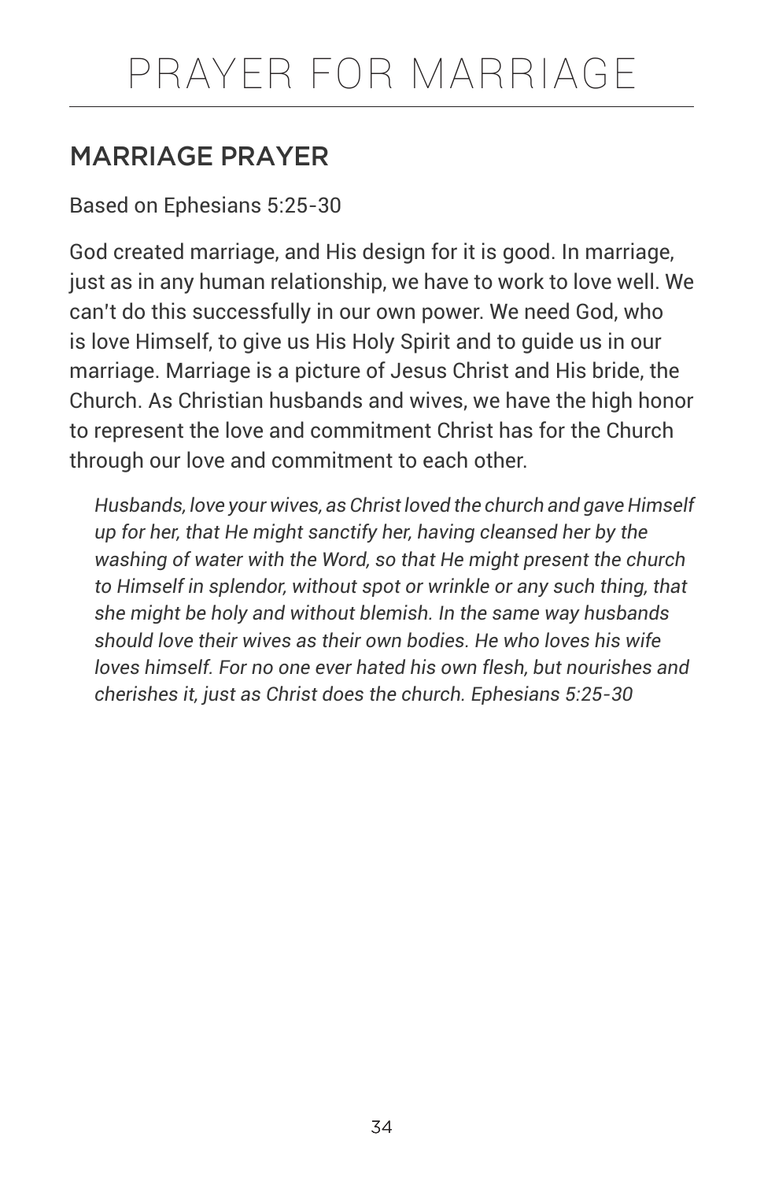# PRAYER FOR MARRIAGE

## MARRIAGE PRAYER

Based on Ephesians 5:25-30

God created marriage, and His design for it is good. In marriage, just as in any human relationship, we have to work to love well. We can't do this successfully in our own power. We need God, who is love Himself, to give us His Holy Spirit and to guide us in our marriage. Marriage is a picture of Jesus Christ and His bride, the Church. As Christian husbands and wives, we have the high honor to represent the love and commitment Christ has for the Church through our love and commitment to each other.

> *Husbands, love your wives, as Christ loved the church and gave Himself up for her, that He might sanctify her, having cleansed her by the washing of water with the Word, so that He might present the church to Himself in splendor, without spot or wrinkle or any such thing, that she might be holy and without blemish. In the same way husbands should love their wives as their own bodies. He who loves his wife loves himself. For no one ever hated his own flesh, but nourishes and cherishes it, just as Christ does the church. Ephesians 5:25-30*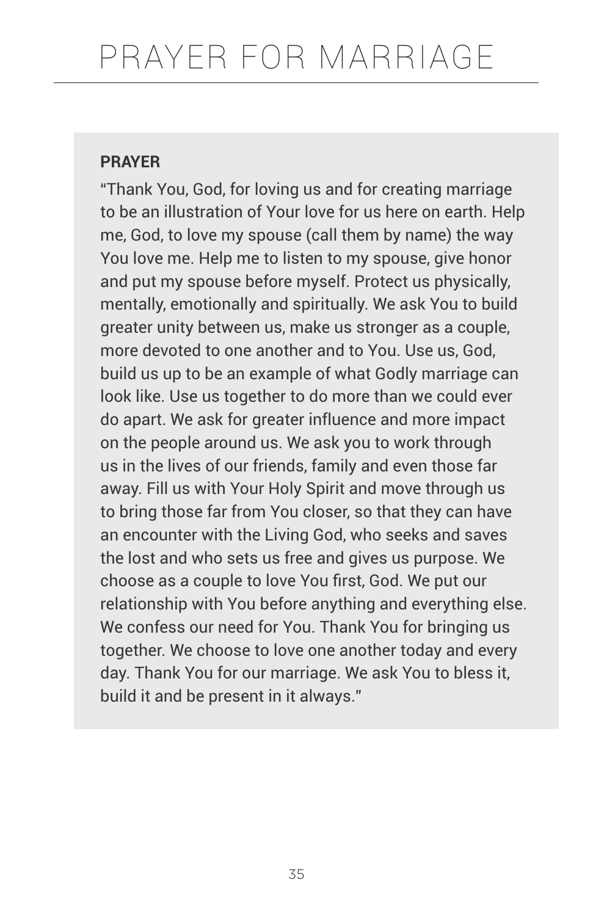# PRAYER FOR MARRIAGE

**PRAYER**

"Thank You, God, for loving us and for creating marriage to be an illustration of Your love for us here on earth. Help me, God, to love my spouse (call them by name) the way You love me. Help me to listen to my spouse, give honor and put my spouse before myself. Protect us physically, mentally, emotionally and spiritually. We ask You to build greater unity between us, make us stronger as a couple, more devoted to one another and to You. Use us, God, build us up to be an example of what Godly marriage can look like. Use us together to do more than we could ever do apart. We ask for greater influence and more impact on the people around us. We ask you to work through us in the lives of our friends, family and even those far away. Fill us with Your Holy Spirit and move through us to bring those far from You closer, so that they can have an encounter with the Living God, who seeks and saves the lost and who sets us free and gives us purpose. We choose as a couple to love You first, God. We put our relationship with You before anything and everything else. We confess our need for You. Thank You for bringing us together. We choose to love one another today and every day. Thank You for our marriage. We ask You to bless it, build it and be present in it always."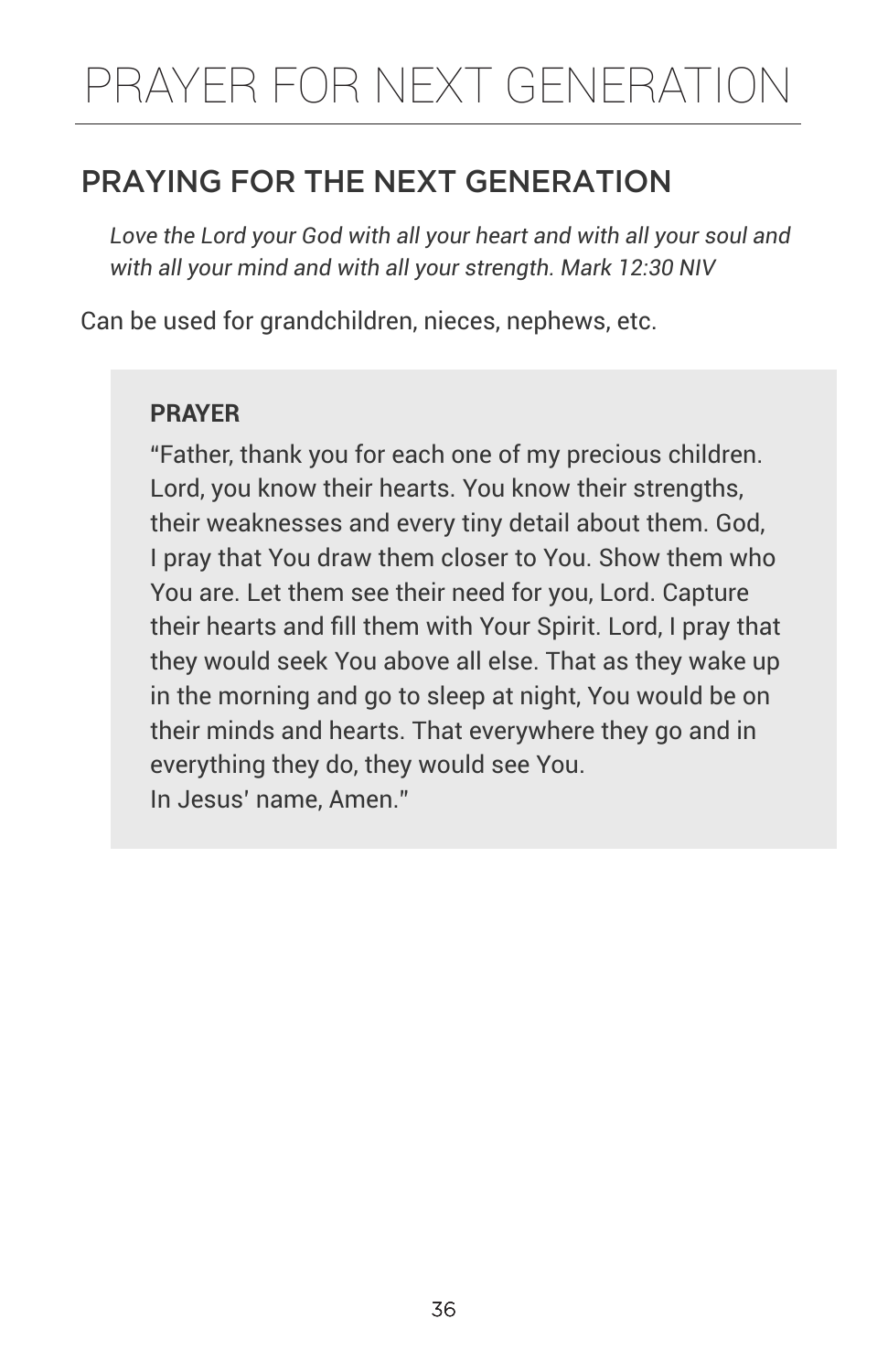# PRAYER FOR NEXT GENERATION

## PRAYING FOR THE NEXT GENERATION

*Love the Lord your God with all your heart and with all your soul and with all your mind and with all your strength. Mark 12:30 NIV*

Can be used for grandchildren, nieces, nephews, etc.

**PRAYER**

"Father, thank you for each one of my precious children. Lord, you know their hearts. You know their strengths, their weaknesses and every tiny detail about them. God, I pray that You draw them closer to You. Show them who You are. Let them see their need for you, Lord. Capture their hearts and fill them with Your Spirit. Lord, I pray that they would seek You above all else. That as they wake up in the morning and go to sleep at night, You would be on their minds and hearts. That everywhere they go and in everything they do, they would see You.
In Jesus' name, Amen."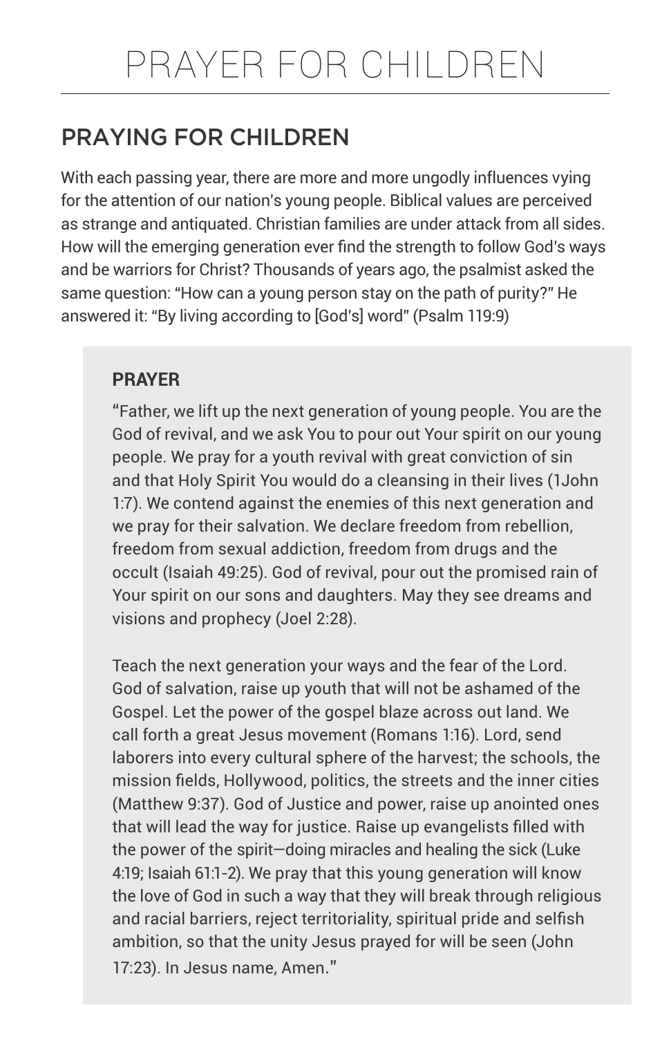# PRAYER FOR CHILDREN

## PRAYING FOR CHILDREN

With each passing year, there are more and more ungodly influences vying for the attention of our nation's young people. Biblical values are perceived as strange and antiquated. Christian families are under attack from all sides. How will the emerging generation ever find the strength to follow God's ways and be warriors for Christ? Thousands of years ago, the psalmist asked the same question: "How can a young person stay on the path of purity?" He answered it: "By living according to [God's] word" (Psalm 119:9)

### PRAYER

"Father, we lift up the next generation of young people. You are the God of revival, and we ask You to pour out Your spirit on our young people. We pray for a youth revival with great conviction of sin and that Holy Spirit You would do a cleansing in their lives (1John 1:7). We contend against the enemies of this next generation and we pray for their salvation. We declare freedom from rebellion, freedom from sexual addiction, freedom from drugs and the occult (Isaiah 49:25). God of revival, pour out the promised rain of Your spirit on our sons and daughters. May they see dreams and visions and prophecy (Joel 2:28).

Teach the next generation your ways and the fear of the Lord. God of salvation, raise up youth that will not be ashamed of the Gospel. Let the power of the gospel blaze across out land. We call forth a great Jesus movement (Romans 1:16). Lord, send laborers into every cultural sphere of the harvest; the schools, the mission fields, Hollywood, politics, the streets and the inner cities (Matthew 9:37). God of Justice and power, raise up anointed ones that will lead the way for justice. Raise up evangelists filled with the power of the spirit—doing miracles and healing the sick (Luke 4:19; Isaiah 61:1-2). We pray that this young generation will know the love of God in such a way that they will break through religious and racial barriers, reject territoriality, spiritual pride and selfish ambition, so that the unity Jesus prayed for will be seen (John 17:23). In Jesus name, Amen."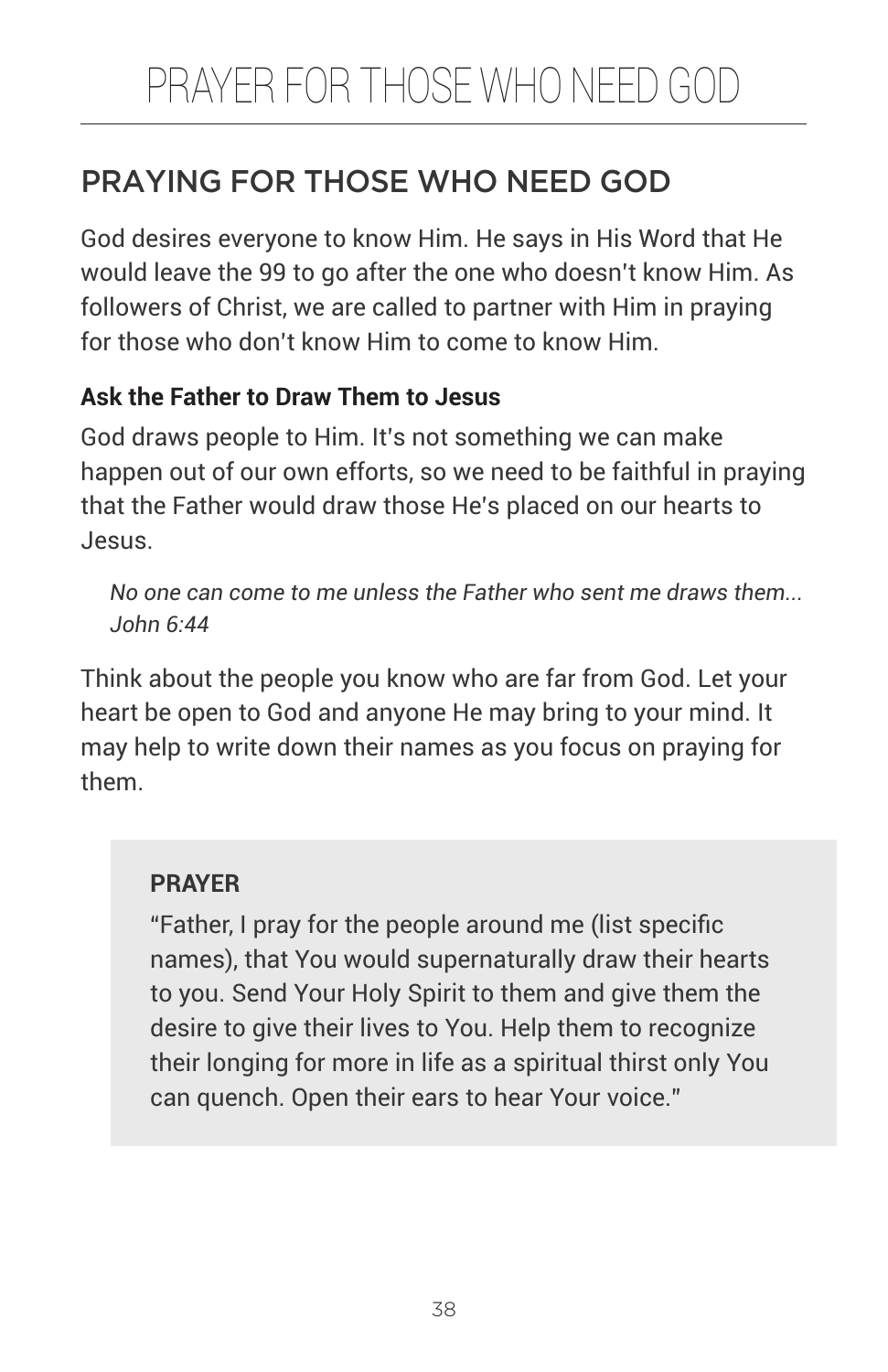## PRAYING FOR THOSE WHO NEED GOD

God desires everyone to know Him. He says in His Word that He would leave the 99 to go after the one who doesn't know Him. As followers of Christ, we are called to partner with Him in praying for those who don't know Him to come to know Him.

**Ask the Father to Draw Them to Jesus**

God draws people to Him. It's not something we can make happen out of our own efforts, so we need to be faithful in praying that the Father would draw those He's placed on our hearts to Jesus.

> *No one can come to me unless the Father who sent me draws them...*
> *John 6:44*

Think about the people you know who are far from God. Let your heart be open to God and anyone He may bring to your mind. It may help to write down their names as you focus on praying for them.

> **PRAYER**
>
> "Father, I pray for the people around me (list specific names), that You would supernaturally draw their hearts to you. Send Your Holy Spirit to them and give them the desire to give their lives to You. Help them to recognize their longing for more in life as a spiritual thirst only You can quench. Open their ears to hear Your voice."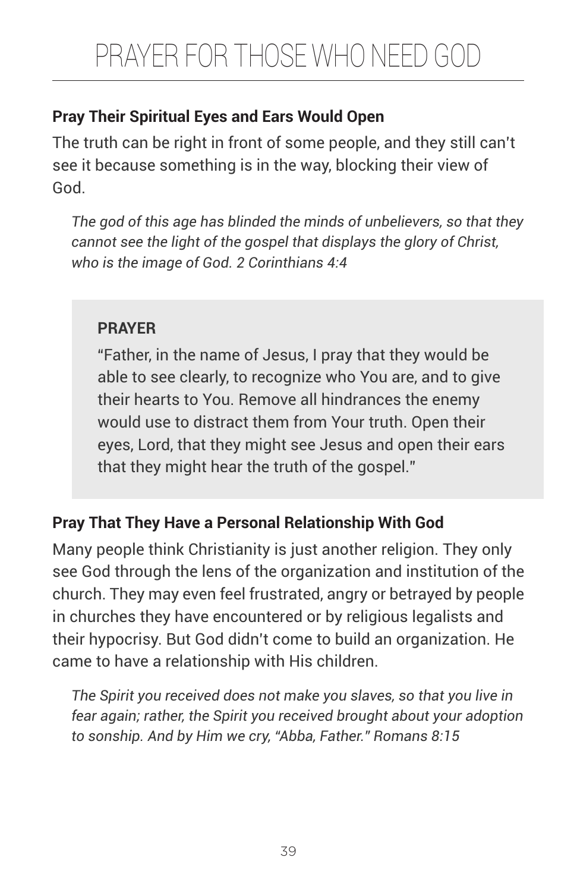# PRAYER FOR THOSE WHO NEED GOD

**Pray Their Spiritual Eyes and Ears Would Open**

The truth can be right in front of some people, and they still can't see it because something is in the way, blocking their view of God.

> *The god of this age has blinded the minds of unbelievers, so that they cannot see the light of the gospel that displays the glory of Christ, who is the image of God. 2 Corinthians 4:4*

> **PRAYER**
>
> "Father, in the name of Jesus, I pray that they would be able to see clearly, to recognize who You are, and to give their hearts to You. Remove all hindrances the enemy would use to distract them from Your truth. Open their eyes, Lord, that they might see Jesus and open their ears that they might hear the truth of the gospel."

**Pray That They Have a Personal Relationship With God**

Many people think Christianity is just another religion. They only see God through the lens of the organization and institution of the church. They may even feel frustrated, angry or betrayed by people in churches they have encountered or by religious legalists and their hypocrisy. But God didn't come to build an organization. He came to have a relationship with His children.

> *The Spirit you received does not make you slaves, so that you live in fear again; rather, the Spirit you received brought about your adoption to sonship. And by Him we cry, "Abba, Father." Romans 8:15*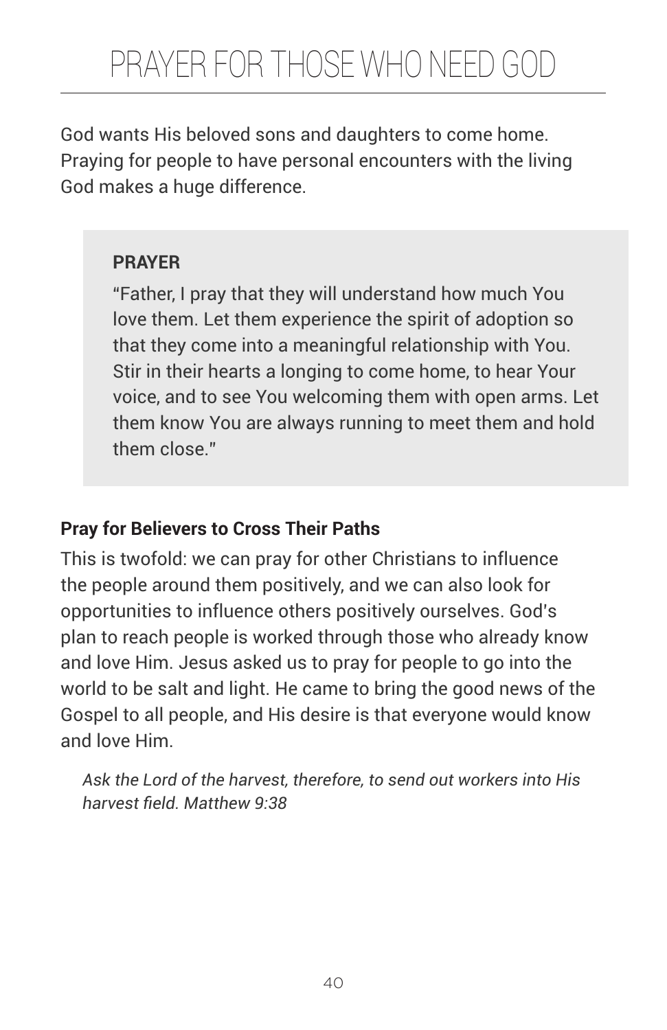# PRAYER FOR THOSE WHO NEED GOD

God wants His beloved sons and daughters to come home. Praying for people to have personal encounters with the living God makes a huge difference.

> **PRAYER**
>
> "Father, I pray that they will understand how much You love them. Let them experience the spirit of adoption so that they come into a meaningful relationship with You. Stir in their hearts a longing to come home, to hear Your voice, and to see You welcoming them with open arms. Let them know You are always running to meet them and hold them close."

**Pray for Believers to Cross Their Paths**

This is twofold: we can pray for other Christians to influence the people around them positively, and we can also look for opportunities to influence others positively ourselves. God's plan to reach people is worked through those who already know and love Him. Jesus asked us to pray for people to go into the world to be salt and light. He came to bring the good news of the Gospel to all people, and His desire is that everyone would know and love Him.

*Ask the Lord of the harvest, therefore, to send out workers into His harvest field. Matthew 9:38*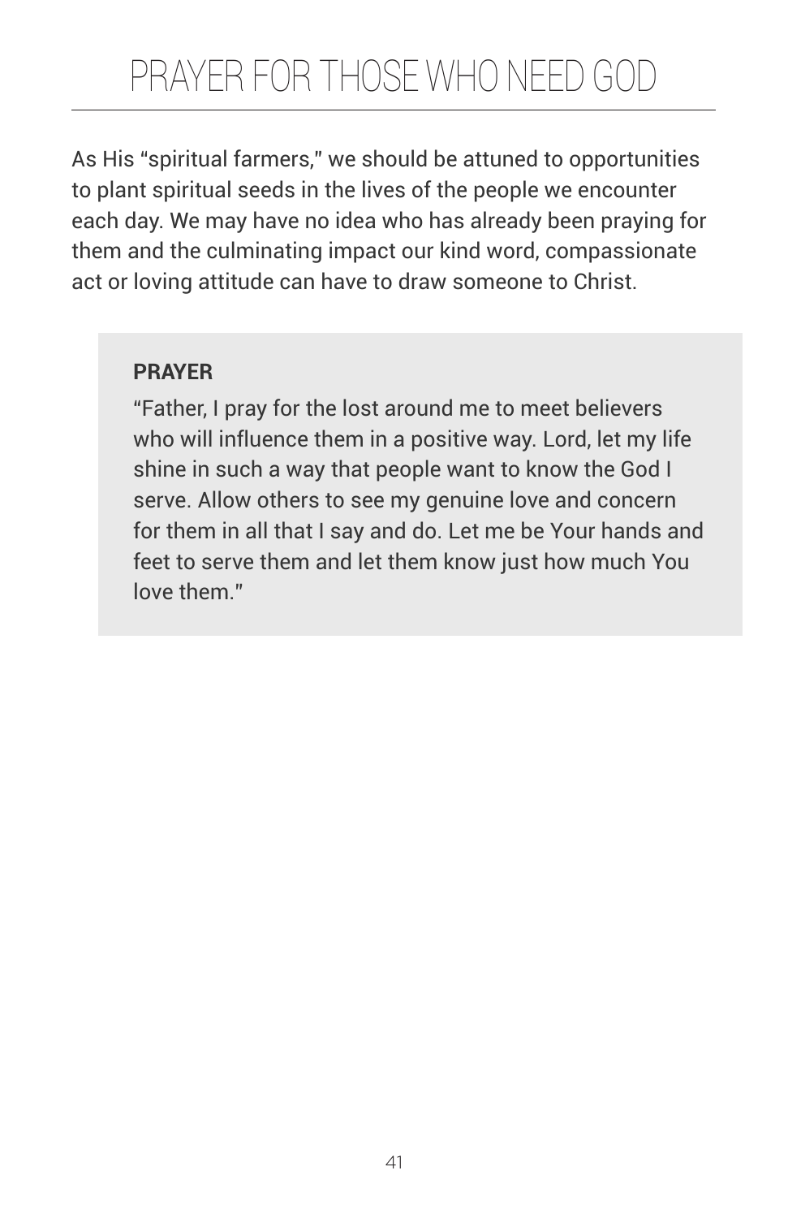# PRAYER FOR THOSE WHO NEED GOD

As His "spiritual farmers," we should be attuned to opportunities to plant spiritual seeds in the lives of the people we encounter each day. We may have no idea who has already been praying for them and the culminating impact our kind word, compassionate act or loving attitude can have to draw someone to Christ.

**PRAYER**

"Father, I pray for the lost around me to meet believers who will influence them in a positive way. Lord, let my life shine in such a way that people want to know the God I serve. Allow others to see my genuine love and concern for them in all that I say and do. Let me be Your hands and feet to serve them and let them know just how much You love them."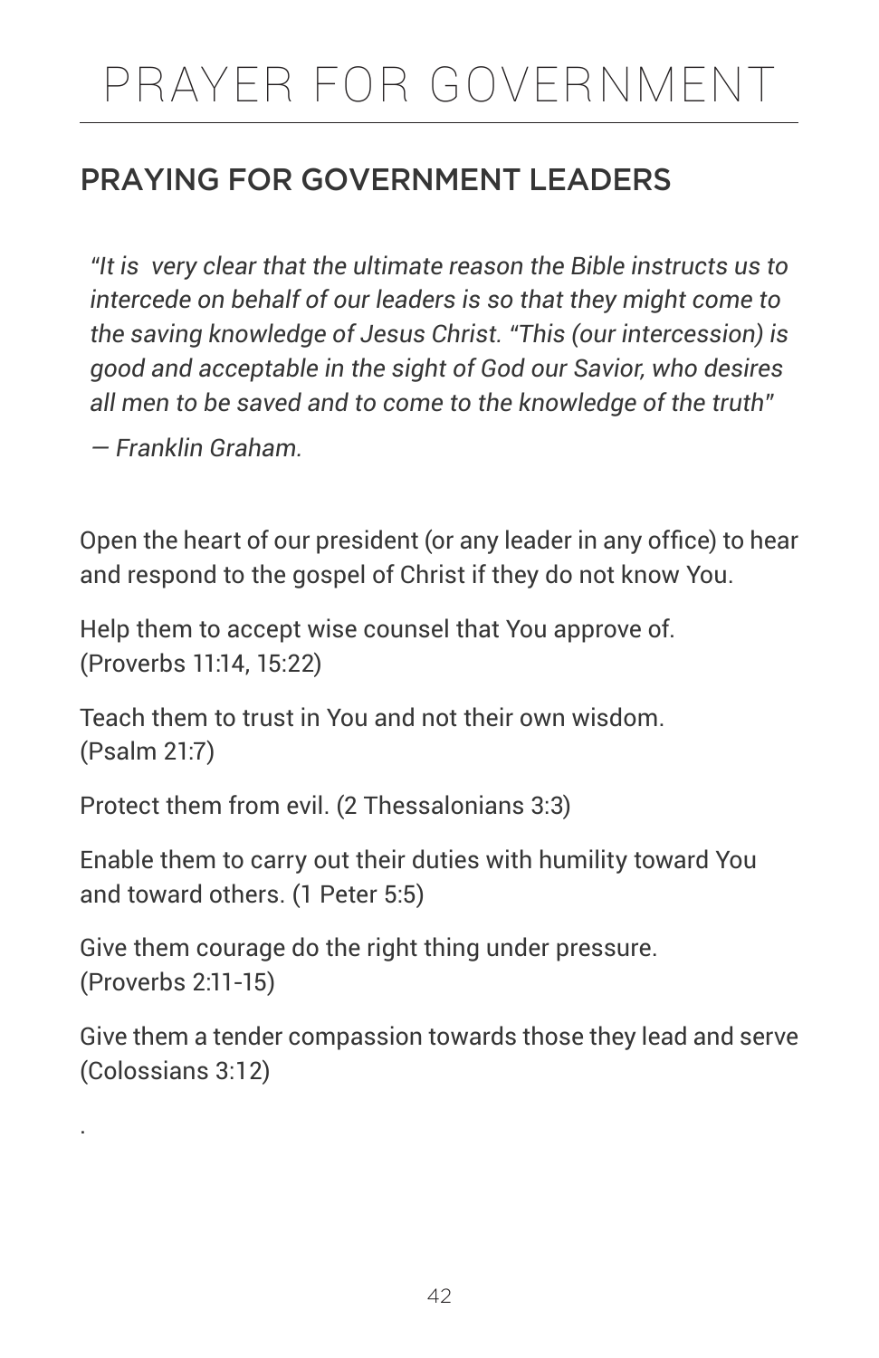# PRAYER FOR GOVERNMENT

## PRAYING FOR GOVERNMENT LEADERS

*"It is very clear that the ultimate reason the Bible instructs us to intercede on behalf of our leaders is so that they might come to the saving knowledge of Jesus Christ. "This (our intercession) is good and acceptable in the sight of God our Savior, who desires all men to be saved and to come to the knowledge of the truth"*

*— Franklin Graham.*

Open the heart of our president (or any leader in any office) to hear and respond to the gospel of Christ if they do not know You.

Help them to accept wise counsel that You approve of. (Proverbs 11:14, 15:22)

Teach them to trust in You and not their own wisdom. (Psalm 21:7)

Protect them from evil. (2 Thessalonians 3:3)

Enable them to carry out their duties with humility toward You and toward others. (1 Peter 5:5)

Give them courage do the right thing under pressure. (Proverbs 2:11-15)

Give them a tender compassion towards those they lead and serve (Colossians 3:12)

.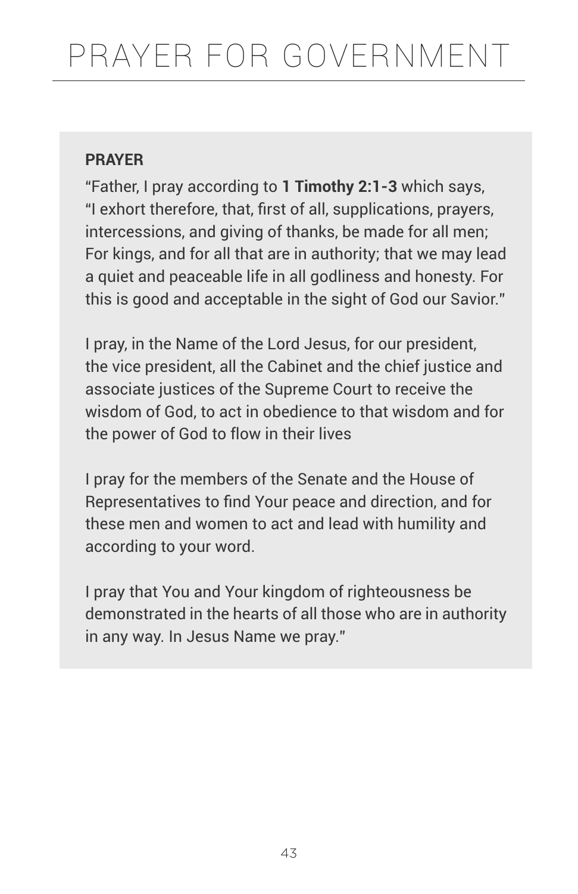# PRAYER FOR GOVERNMENT

**PRAYER**

"Father, I pray according to **1 Timothy 2:1-3** which says, "I exhort therefore, that, first of all, supplications, prayers, intercessions, and giving of thanks, be made for all men; For kings, and for all that are in authority; that we may lead a quiet and peaceable life in all godliness and honesty. For this is good and acceptable in the sight of God our Savior."

I pray, in the Name of the Lord Jesus, for our president, the vice president, all the Cabinet and the chief justice and associate justices of the Supreme Court to receive the wisdom of God, to act in obedience to that wisdom and for the power of God to flow in their lives

I pray for the members of the Senate and the House of Representatives to find Your peace and direction, and for these men and women to act and lead with humility and according to your word.

I pray that You and Your kingdom of righteousness be demonstrated in the hearts of all those who are in authority in any way. In Jesus Name we pray."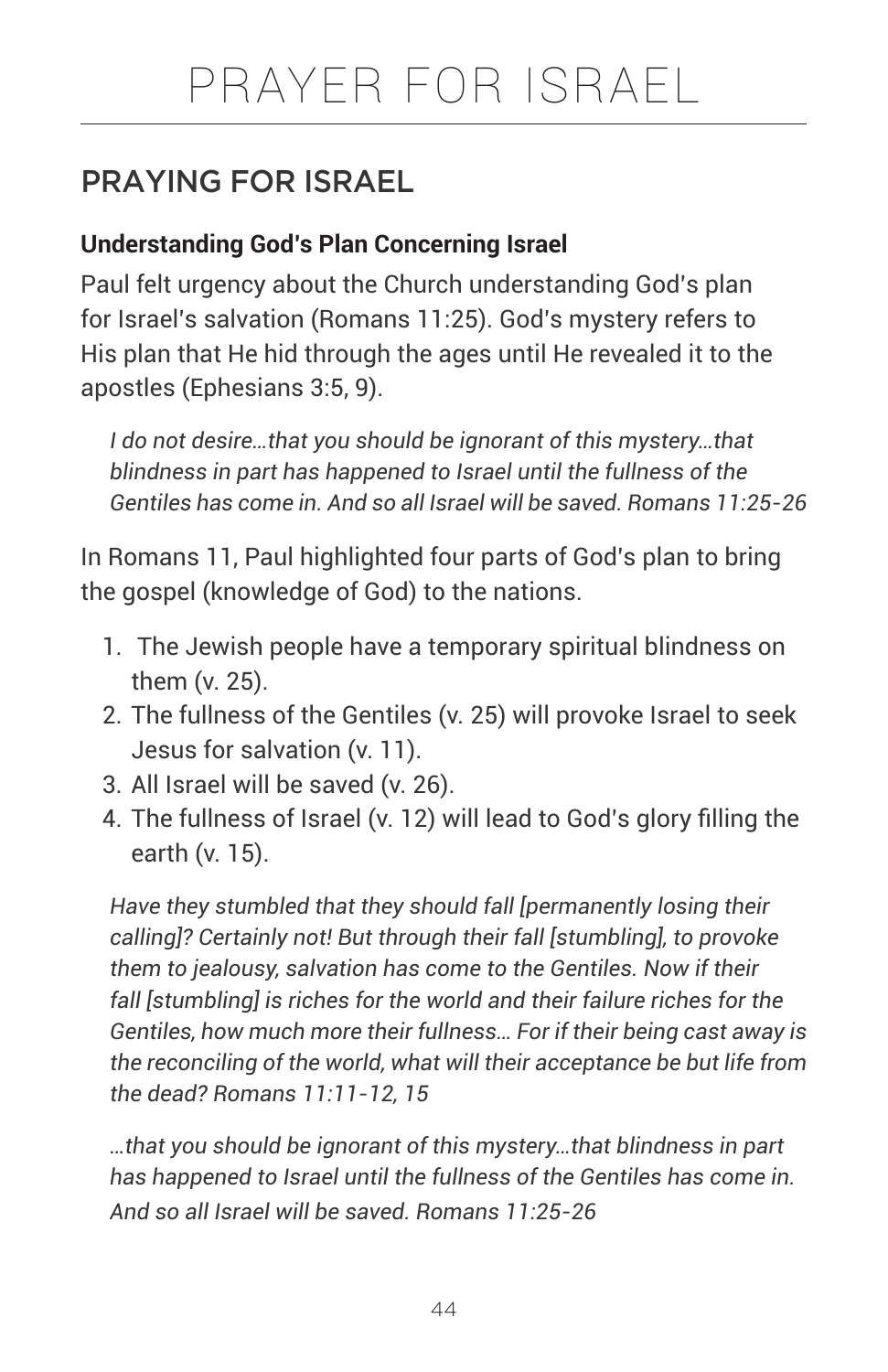# PRAYER FOR ISRAEL

## PRAYING FOR ISRAEL

**Understanding God's Plan Concerning Israel**

Paul felt urgency about the Church understanding God's plan for Israel's salvation (Romans 11:25). God's mystery refers to His plan that He hid through the ages until He revealed it to the apostles (Ephesians 3:5, 9).

> *I do not desire…that you should be ignorant of this mystery…that blindness in part has happened to Israel until the fullness of the Gentiles has come in. And so all Israel will be saved. Romans 11:25-26*

In Romans 11, Paul highlighted four parts of God's plan to bring the gospel (knowledge of God) to the nations.

1. The Jewish people have a temporary spiritual blindness on them (v. 25).
2. The fullness of the Gentiles (v. 25) will provoke Israel to seek Jesus for salvation (v. 11).
3. All Israel will be saved (v. 26).
4. The fullness of Israel (v. 12) will lead to God's glory filling the earth (v. 15).

> *Have they stumbled that they should fall [permanently losing their calling]? Certainly not! But through their fall [stumbling], to provoke them to jealousy, salvation has come to the Gentiles. Now if their fall [stumbling] is riches for the world and their failure riches for the Gentiles, how much more their fullness… For if their being cast away is the reconciling of the world, what will their acceptance be but life from the dead? Romans 11:11-12, 15*

> *…that you should be ignorant of this mystery…that blindness in part has happened to Israel until the fullness of the Gentiles has come in. And so all Israel will be saved. Romans 11:25-26*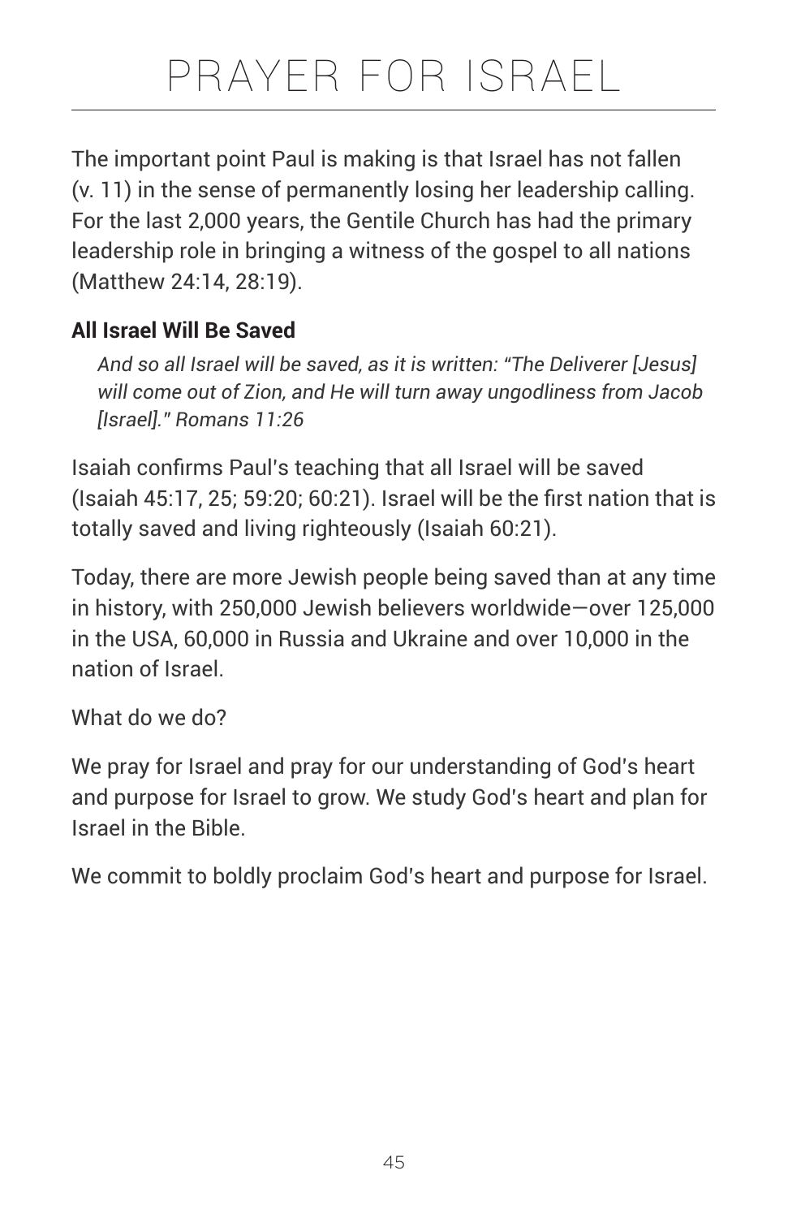# PRAYER FOR ISRAEL

The important point Paul is making is that Israel has not fallen (v. 11) in the sense of permanently losing her leadership calling. For the last 2,000 years, the Gentile Church has had the primary leadership role in bringing a witness of the gospel to all nations (Matthew 24:14, 28:19).

**All Israel Will Be Saved**

> *And so all Israel will be saved, as it is written: "The Deliverer [Jesus] will come out of Zion, and He will turn away ungodliness from Jacob [Israel]." Romans 11:26*

Isaiah confirms Paul's teaching that all Israel will be saved (Isaiah 45:17, 25; 59:20; 60:21). Israel will be the first nation that is totally saved and living righteously (Isaiah 60:21).

Today, there are more Jewish people being saved than at any time in history, with 250,000 Jewish believers worldwide—over 125,000 in the USA, 60,000 in Russia and Ukraine and over 10,000 in the nation of Israel.

What do we do?

We pray for Israel and pray for our understanding of God's heart and purpose for Israel to grow. We study God's heart and plan for Israel in the Bible.

We commit to boldly proclaim God's heart and purpose for Israel.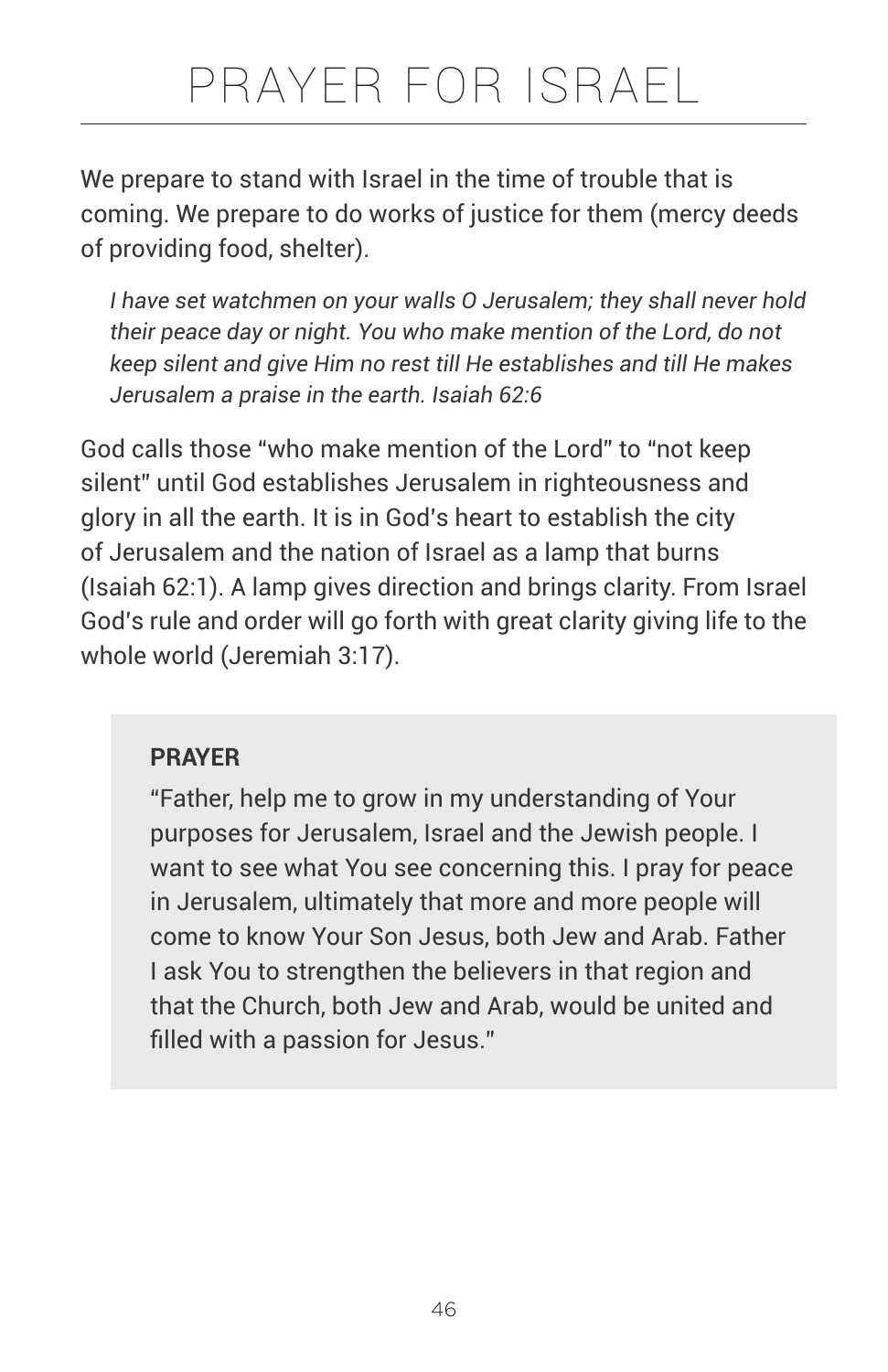# PRAYER FOR ISRAEL

We prepare to stand with Israel in the time of trouble that is coming. We prepare to do works of justice for them (mercy deeds of providing food, shelter).

> *I have set watchmen on your walls O Jerusalem; they shall never hold their peace day or night. You who make mention of the Lord, do not keep silent and give Him no rest till He establishes and till He makes Jerusalem a praise in the earth. Isaiah 62:6*

God calls those "who make mention of the Lord" to "not keep silent" until God establishes Jerusalem in righteousness and glory in all the earth. It is in God's heart to establish the city of Jerusalem and the nation of Israel as a lamp that burns (Isaiah 62:1). A lamp gives direction and brings clarity. From Israel God's rule and order will go forth with great clarity giving life to the whole world (Jeremiah 3:17).

**PRAYER**

"Father, help me to grow in my understanding of Your purposes for Jerusalem, Israel and the Jewish people. I want to see what You see concerning this. I pray for peace in Jerusalem, ultimately that more and more people will come to know Your Son Jesus, both Jew and Arab. Father I ask You to strengthen the believers in that region and that the Church, both Jew and Arab, would be united and filled with a passion for Jesus."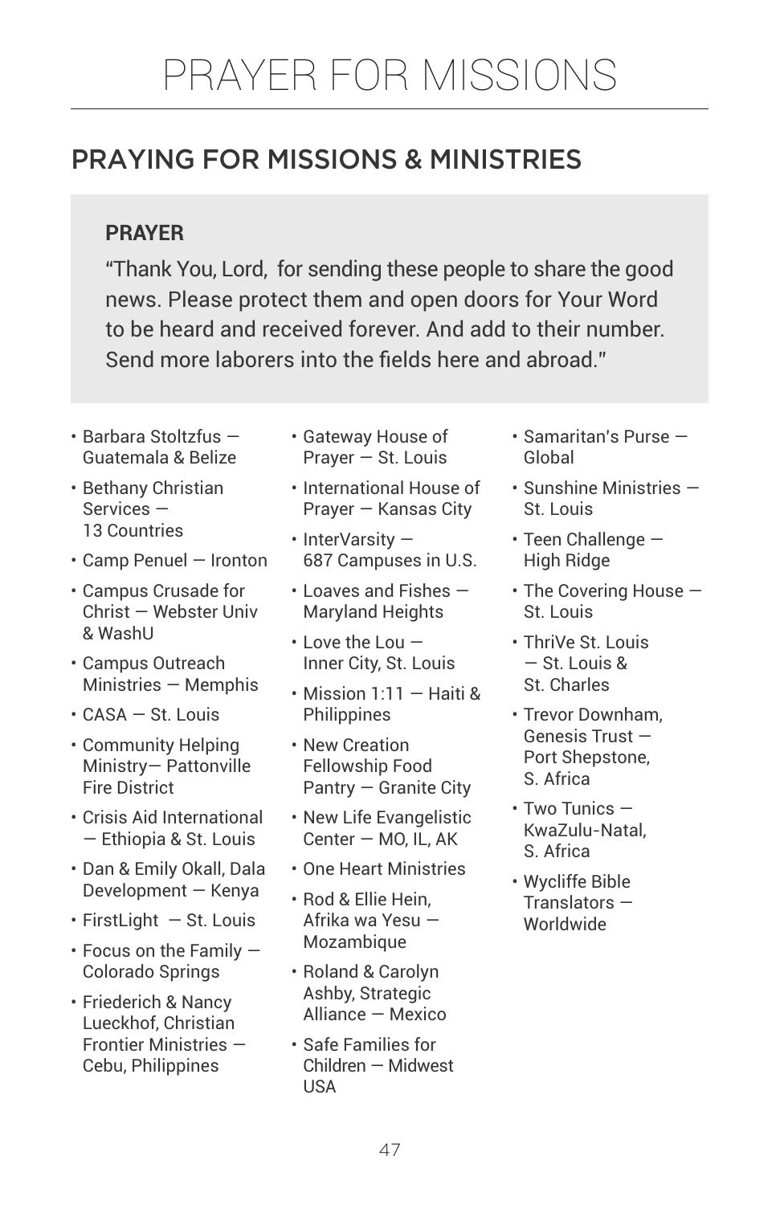# PRAYER FOR MISSIONS

## PRAYING FOR MISSIONS & MINISTRIES

**PRAYER**

"Thank You, Lord, for sending these people to share the good news. Please protect them and open doors for Your Word to be heard and received forever. And add to their number. Send more laborers into the fields here and abroad."

- Barbara Stoltzfus — Guatemala & Belize
- Bethany Christian Services — 13 Countries
- Camp Penuel — Ironton
- Campus Crusade for Christ — Webster Univ & WashU
- Campus Outreach Ministries — Memphis
- CASA — St. Louis
- Community Helping Ministry— Pattonville Fire District
- Crisis Aid International — Ethiopia & St. Louis
- Dan & Emily Okall, Dala Development — Kenya
- FirstLight — St. Louis
- Focus on the Family — Colorado Springs
- Friederich & Nancy Lueckhof, Christian Frontier Ministries — Cebu, Philippines
- Gateway House of Prayer — St. Louis
- International House of Prayer — Kansas City
- InterVarsity — 687 Campuses in U.S.
- Loaves and Fishes — Maryland Heights
- Love the Lou — Inner City, St. Louis
- Mission 1:11 — Haiti & Philippines
- New Creation Fellowship Food Pantry — Granite City
- New Life Evangelistic Center — MO, IL, AK
- One Heart Ministries
- Rod & Ellie Hein, Afrika wa Yesu — Mozambique
- Roland & Carolyn Ashby, Strategic Alliance — Mexico
- Safe Families for Children — Midwest USA
- Samaritan's Purse — Global
- Sunshine Ministries — St. Louis
- Teen Challenge — High Ridge
- The Covering House — St. Louis
- ThriVe St. Louis — St. Louis & St. Charles
- Trevor Downham, Genesis Trust — Port Shepstone, S. Africa
- Two Tunics — KwaZulu-Natal, S. Africa
- Wycliffe Bible Translators — Worldwide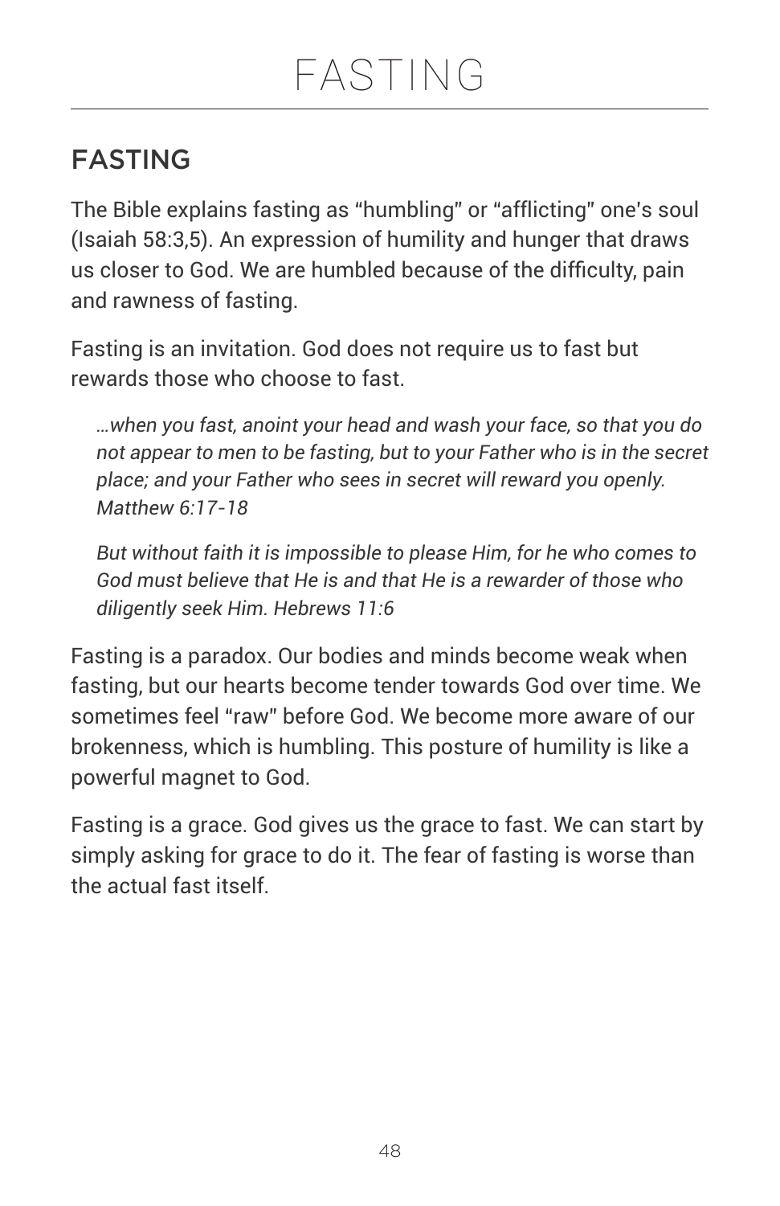# FASTING

## FASTING

The Bible explains fasting as "humbling" or "afflicting" one's soul (Isaiah 58:3,5). An expression of humility and hunger that draws us closer to God. We are humbled because of the difficulty, pain and rawness of fasting.

Fasting is an invitation. God does not require us to fast but rewards those who choose to fast.

> *…when you fast, anoint your head and wash your face, so that you do not appear to men to be fasting, but to your Father who is in the secret place; and your Father who sees in secret will reward you openly. Matthew 6:17-18*

> *But without faith it is impossible to please Him, for he who comes to God must believe that He is and that He is a rewarder of those who diligently seek Him. Hebrews 11:6*

Fasting is a paradox. Our bodies and minds become weak when fasting, but our hearts become tender towards God over time. We sometimes feel "raw" before God. We become more aware of our brokenness, which is humbling. This posture of humility is like a powerful magnet to God.

Fasting is a grace. God gives us the grace to fast. We can start by simply asking for grace to do it. The fear of fasting is worse than the actual fast itself.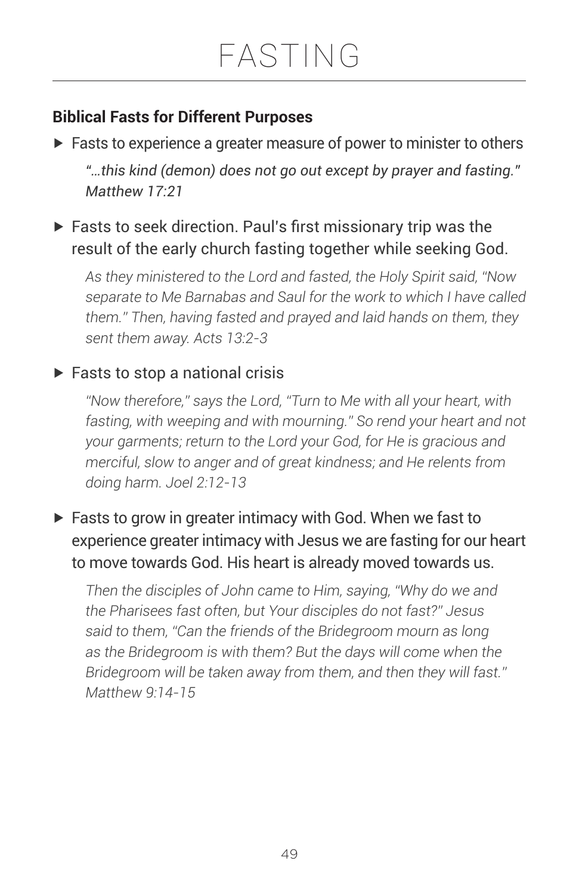# FASTING

**Biblical Fasts for Different Purposes**

- Fasts to experience a greater measure of power to minister to others

  *"…this kind (demon) does not go out except by prayer and fasting." Matthew 17:21*

- Fasts to seek direction. Paul's first missionary trip was the result of the early church fasting together while seeking God.

  *As they ministered to the Lord and fasted, the Holy Spirit said, "Now separate to Me Barnabas and Saul for the work to which I have called them." Then, having fasted and prayed and laid hands on them, they sent them away. Acts 13:2-3*

- Fasts to stop a national crisis

  *"Now therefore," says the Lord, "Turn to Me with all your heart, with fasting, with weeping and with mourning." So rend your heart and not your garments; return to the Lord your God, for He is gracious and merciful, slow to anger and of great kindness; and He relents from doing harm. Joel 2:12-13*

- Fasts to grow in greater intimacy with God. When we fast to experience greater intimacy with Jesus we are fasting for our heart to move towards God. His heart is already moved towards us.

  *Then the disciples of John came to Him, saying, "Why do we and the Pharisees fast often, but Your disciples do not fast?" Jesus said to them, "Can the friends of the Bridegroom mourn as long as the Bridegroom is with them? But the days will come when the Bridegroom will be taken away from them, and then they will fast." Matthew 9:14-15*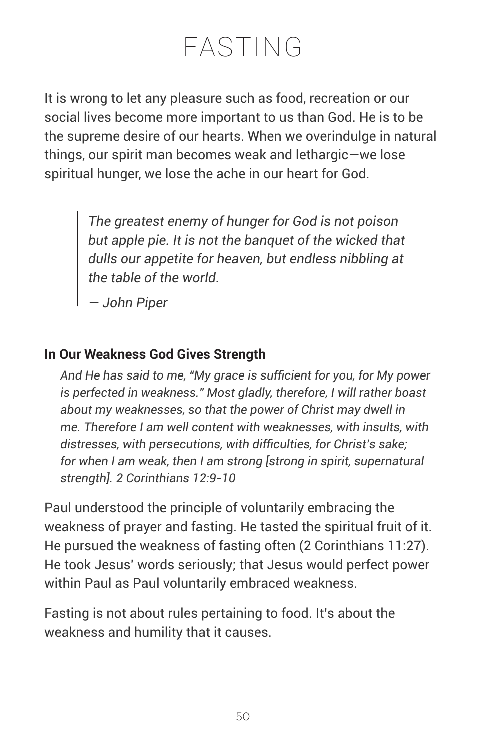# FASTING

It is wrong to let any pleasure such as food, recreation or our social lives become more important to us than God. He is to be the supreme desire of our hearts. When we overindulge in natural things, our spirit man becomes weak and lethargic—we lose spiritual hunger, we lose the ache in our heart for God.

> *The greatest enemy of hunger for God is not poison but apple pie. It is not the banquet of the wicked that dulls our appetite for heaven, but endless nibbling at the table of the world.*
>
> *— John Piper*

**In Our Weakness God Gives Strength**

*And He has said to me, "My grace is sufficient for you, for My power is perfected in weakness." Most gladly, therefore, I will rather boast about my weaknesses, so that the power of Christ may dwell in me. Therefore I am well content with weaknesses, with insults, with distresses, with persecutions, with difficulties, for Christ's sake; for when I am weak, then I am strong [strong in spirit, supernatural strength]. 2 Corinthians 12:9-10*

Paul understood the principle of voluntarily embracing the weakness of prayer and fasting. He tasted the spiritual fruit of it. He pursued the weakness of fasting often (2 Corinthians 11:27). He took Jesus' words seriously; that Jesus would perfect power within Paul as Paul voluntarily embraced weakness.

Fasting is not about rules pertaining to food. It's about the weakness and humility that it causes.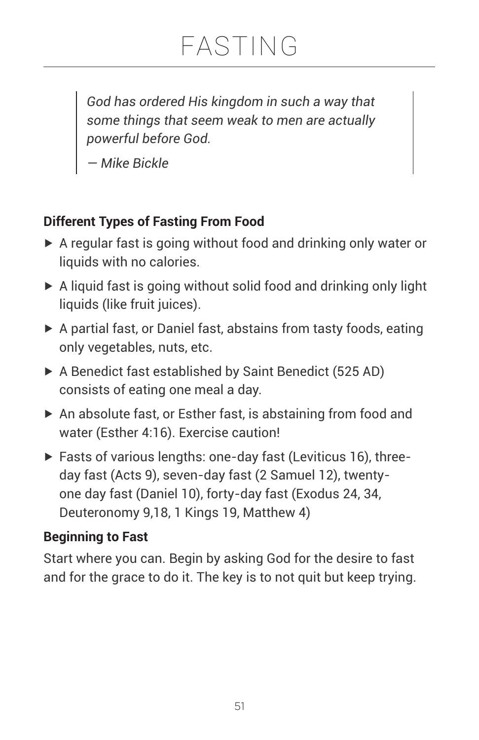# FASTING

> *God has ordered His kingdom in such a way that some things that seem weak to men are actually powerful before God.*
>
> *— Mike Bickle*

**Different Types of Fasting From Food**

- A regular fast is going without food and drinking only water or liquids with no calories.
- A liquid fast is going without solid food and drinking only light liquids (like fruit juices).
- A partial fast, or Daniel fast, abstains from tasty foods, eating only vegetables, nuts, etc.
- A Benedict fast established by Saint Benedict (525 AD) consists of eating one meal a day.
- An absolute fast, or Esther fast, is abstaining from food and water (Esther 4:16). Exercise caution!
- Fasts of various lengths: one-day fast (Leviticus 16), three-day fast (Acts 9), seven-day fast (2 Samuel 12), twenty-one day fast (Daniel 10), forty-day fast (Exodus 24, 34, Deuteronomy 9,18, 1 Kings 19, Matthew 4)

**Beginning to Fast**

Start where you can. Begin by asking God for the desire to fast and for the grace to do it. The key is to not quit but keep trying.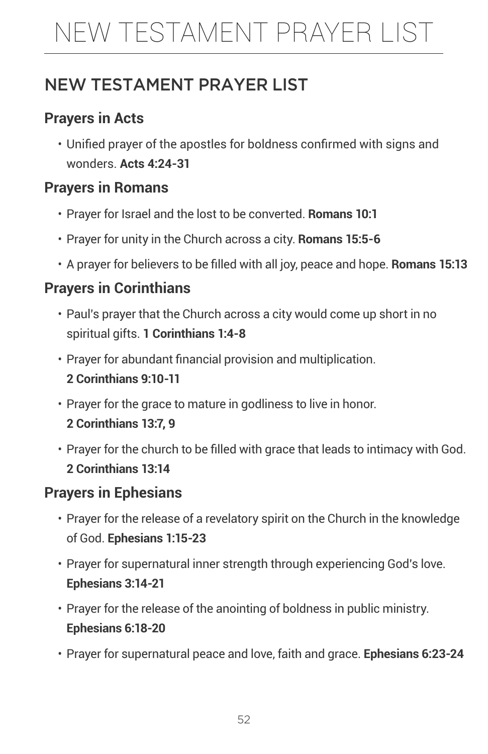## NEW TESTAMENT PRAYER LIST

### Prayers in Acts

- Unified prayer of the apostles for boldness confirmed with signs and wonders. **Acts 4:24-31**

### Prayers in Romans

- Prayer for Israel and the lost to be converted. **Romans 10:1**
- Prayer for unity in the Church across a city. **Romans 15:5-6**
- A prayer for believers to be filled with all joy, peace and hope. **Romans 15:13**

### Prayers in Corinthians

- Paul's prayer that the Church across a city would come up short in no spiritual gifts. **1 Corinthians 1:4-8**
- Prayer for abundant financial provision and multiplication. **2 Corinthians 9:10-11**
- Prayer for the grace to mature in godliness to live in honor. **2 Corinthians 13:7, 9**
- Prayer for the church to be filled with grace that leads to intimacy with God. **2 Corinthians 13:14**

### Prayers in Ephesians

- Prayer for the release of a revelatory spirit on the Church in the knowledge of God. **Ephesians 1:15-23**
- Prayer for supernatural inner strength through experiencing God's love. **Ephesians 3:14-21**
- Prayer for the release of the anointing of boldness in public ministry. **Ephesians 6:18-20**
- Prayer for supernatural peace and love, faith and grace. **Ephesians 6:23-24**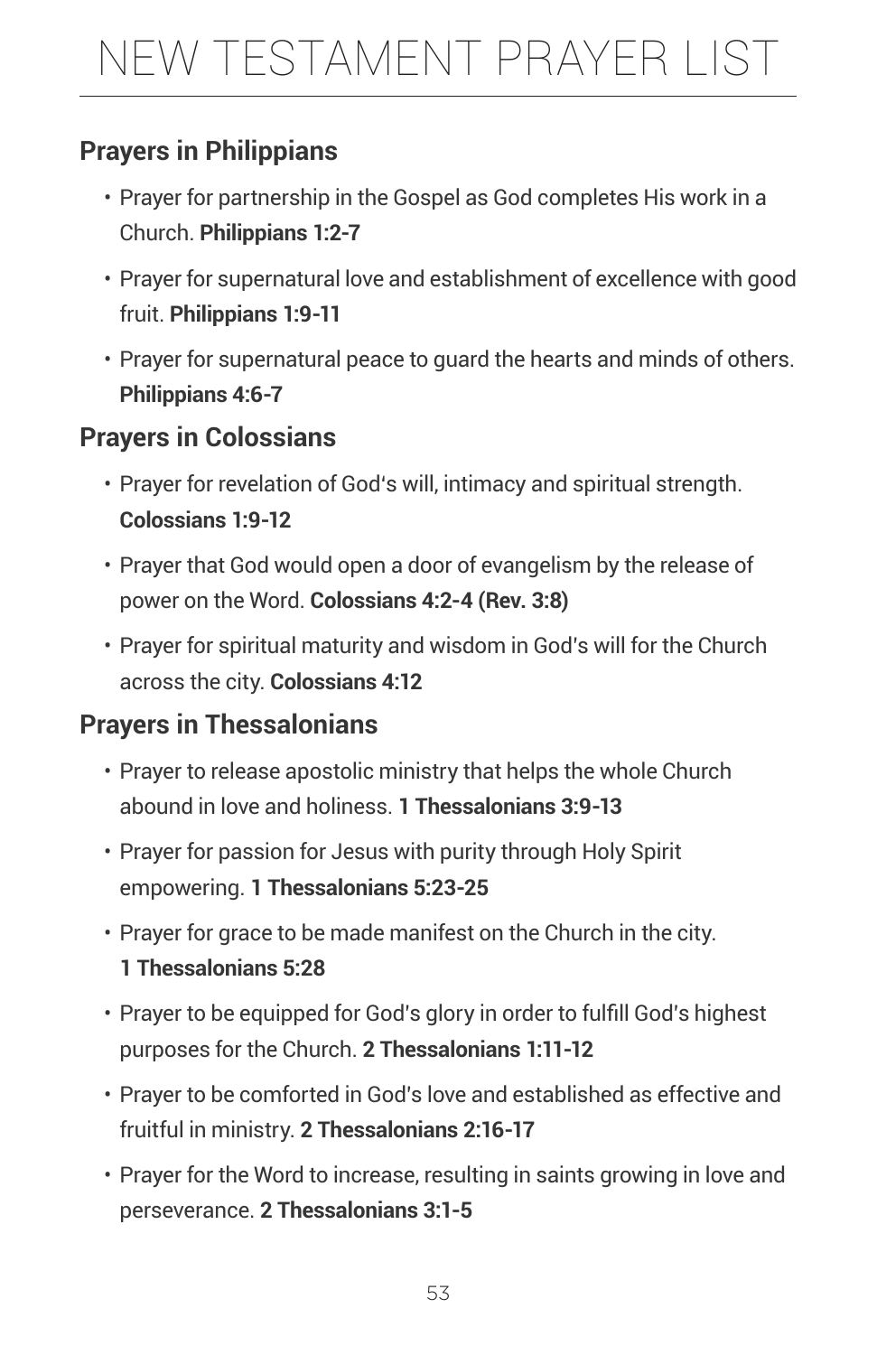# NEW TESTAMENT PRAYER LIST

## Prayers in Philippians

- Prayer for partnership in the Gospel as God completes His work in a Church. **Philippians 1:2-7**
- Prayer for supernatural love and establishment of excellence with good fruit. **Philippians 1:9-11**
- Prayer for supernatural peace to guard the hearts and minds of others. **Philippians 4:6-7**

## Prayers in Colossians

- Prayer for revelation of God's will, intimacy and spiritual strength. **Colossians 1:9-12**
- Prayer that God would open a door of evangelism by the release of power on the Word. **Colossians 4:2-4 (Rev. 3:8)**
- Prayer for spiritual maturity and wisdom in God's will for the Church across the city. **Colossians 4:12**

## Prayers in Thessalonians

- Prayer to release apostolic ministry that helps the whole Church abound in love and holiness. **1 Thessalonians 3:9-13**
- Prayer for passion for Jesus with purity through Holy Spirit empowering. **1 Thessalonians 5:23-25**
- Prayer for grace to be made manifest on the Church in the city. **1 Thessalonians 5:28**
- Prayer to be equipped for God's glory in order to fulfill God's highest purposes for the Church. **2 Thessalonians 1:11-12**
- Prayer to be comforted in God's love and established as effective and fruitful in ministry. **2 Thessalonians 2:16-17**
- Prayer for the Word to increase, resulting in saints growing in love and perseverance. **2 Thessalonians 3:1-5**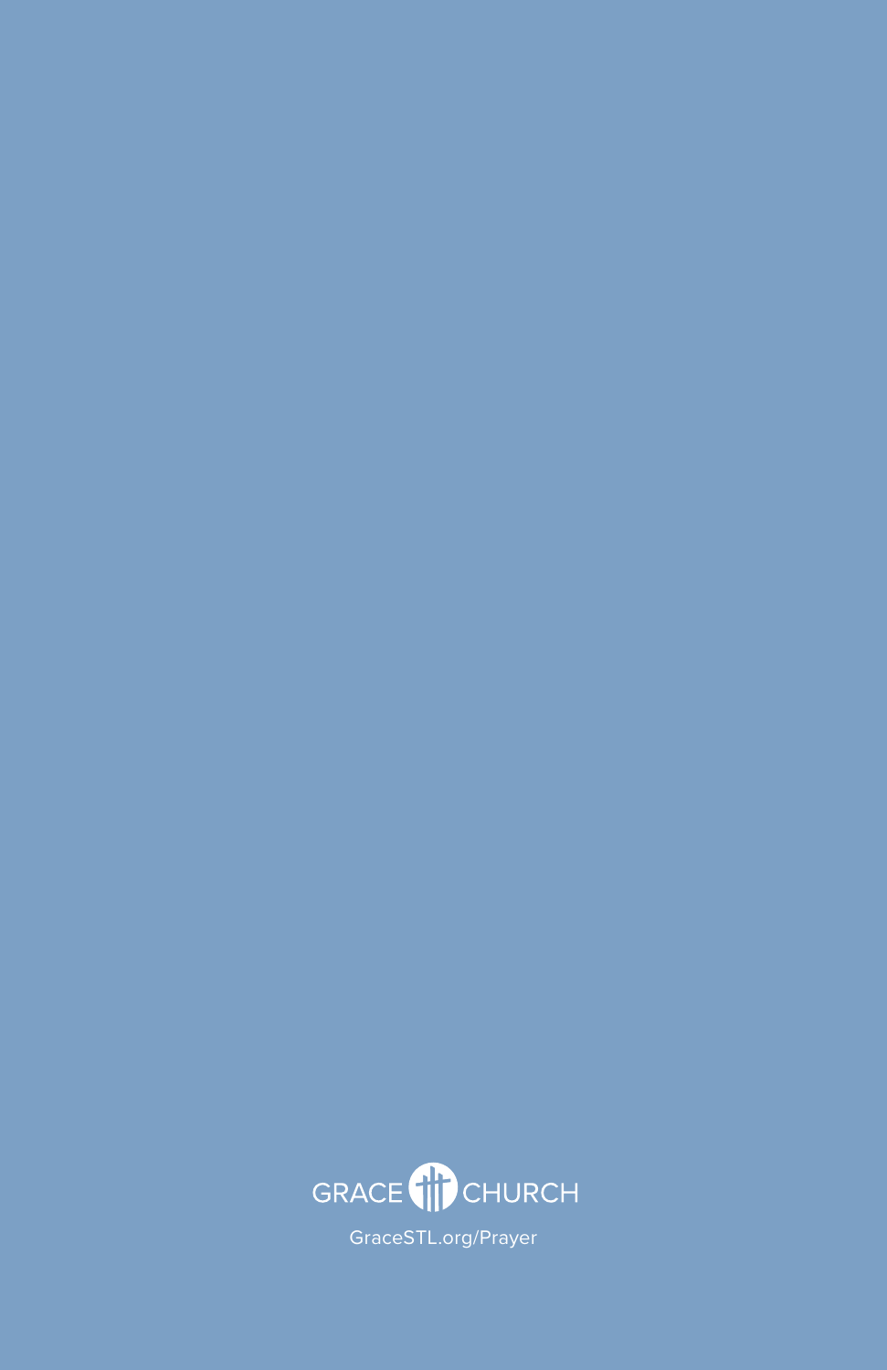GRACE CHURCH

GraceSTL.org/Prayer